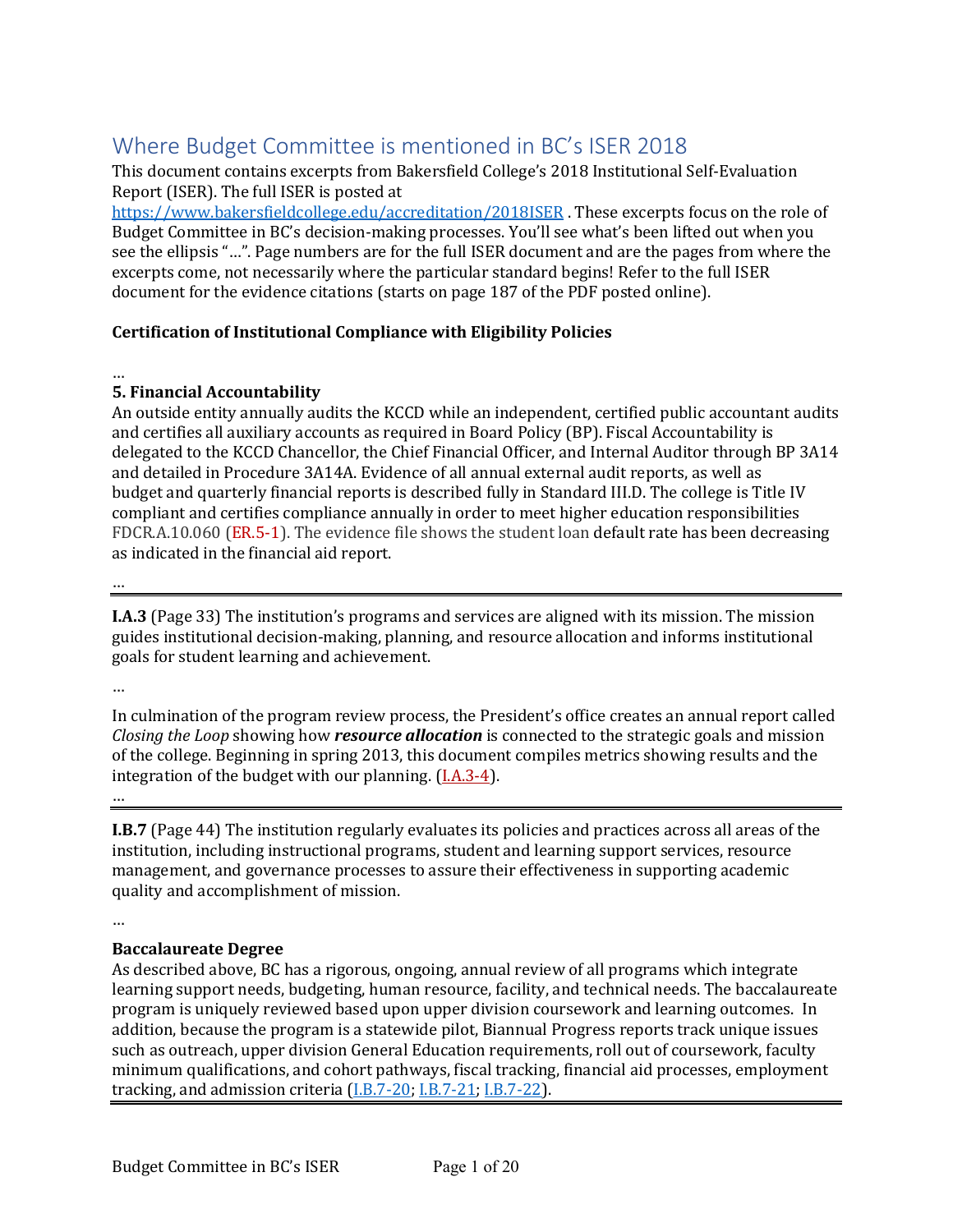# Where Budget Committee is mentioned in BC's ISER 2018

This document contains excerpts from Bakersfield College's 2018 Institutional Self-Evaluation Report (ISER). The full ISER is posted at https://www.bakersfieldcollege.edu/accreditation/2018ISER . These excerpts focus on the role of Budget Committee in BC's decision-making processes. You'll see what's been lifted out when you see the ellipsis "…". Page numbers are for the full ISER document and are the pages from where the excerpts come, not necessarily where the particular standard begins! Refer to the full ISER document for the evidence citations (starts on page 187 of the PDF posted online).

**Certification of Institutional Compliance with Eligibility Policies**

…

**5. Financial Accountability**

An outside entity annually audits the KCCD while an independent, certified public accountant audits and certifies all auxiliary accounts as required in Board Policy (BP). Fiscal Accountability is delegated to the KCCD Chancellor, the Chief Financial Officer, and Internal Auditor through BP 3A14 and detailed in Procedure 3A14A. Evidence of all annual external audit reports, as well as budget and quarterly financial reports is described fully in Standard III.D. The college is Title IV compliant and certifies compliance annually in order to meet higher education responsibilities FDCR.A.10.060 (ER.5-1). The evidence file shows the student loan default rate has been decreasing as indicated in the financial aid report.

…

---

**I.A.3** (Page 33) The institution's programs and services are aligned with its mission. The mission guides institutional decision-making, planning, and resource allocation and informs institutional goals for student learning and achievement.

…

In culmination of the program review process, the President's office creates an annual report called *Closing the Loop* showing how ***resource allocation*** is connected to the strategic goals and mission of the college. Beginning in spring 2013, this document compiles metrics showing results and the integration of the budget with our planning. (I.A.3-4).

…

---

**I.B.7** (Page 44) The institution regularly evaluates its policies and practices across all areas of the institution, including instructional programs, student and learning support services, resource management, and governance processes to assure their effectiveness in supporting academic quality and accomplishment of mission.

…

**Baccalaureate Degree**

As described above, BC has a rigorous, ongoing, annual review of all programs which integrate learning support needs, budgeting, human resource, facility, and technical needs. The baccalaureate program is uniquely reviewed based upon upper division coursework and learning outcomes. In addition, because the program is a statewide pilot, Biannual Progress reports track unique issues such as outreach, upper division General Education requirements, roll out of coursework, faculty minimum qualifications, and cohort pathways, fiscal tracking, financial aid processes, employment tracking, and admission criteria (I.B.7-20; I.B.7-21; I.B.7-22).

---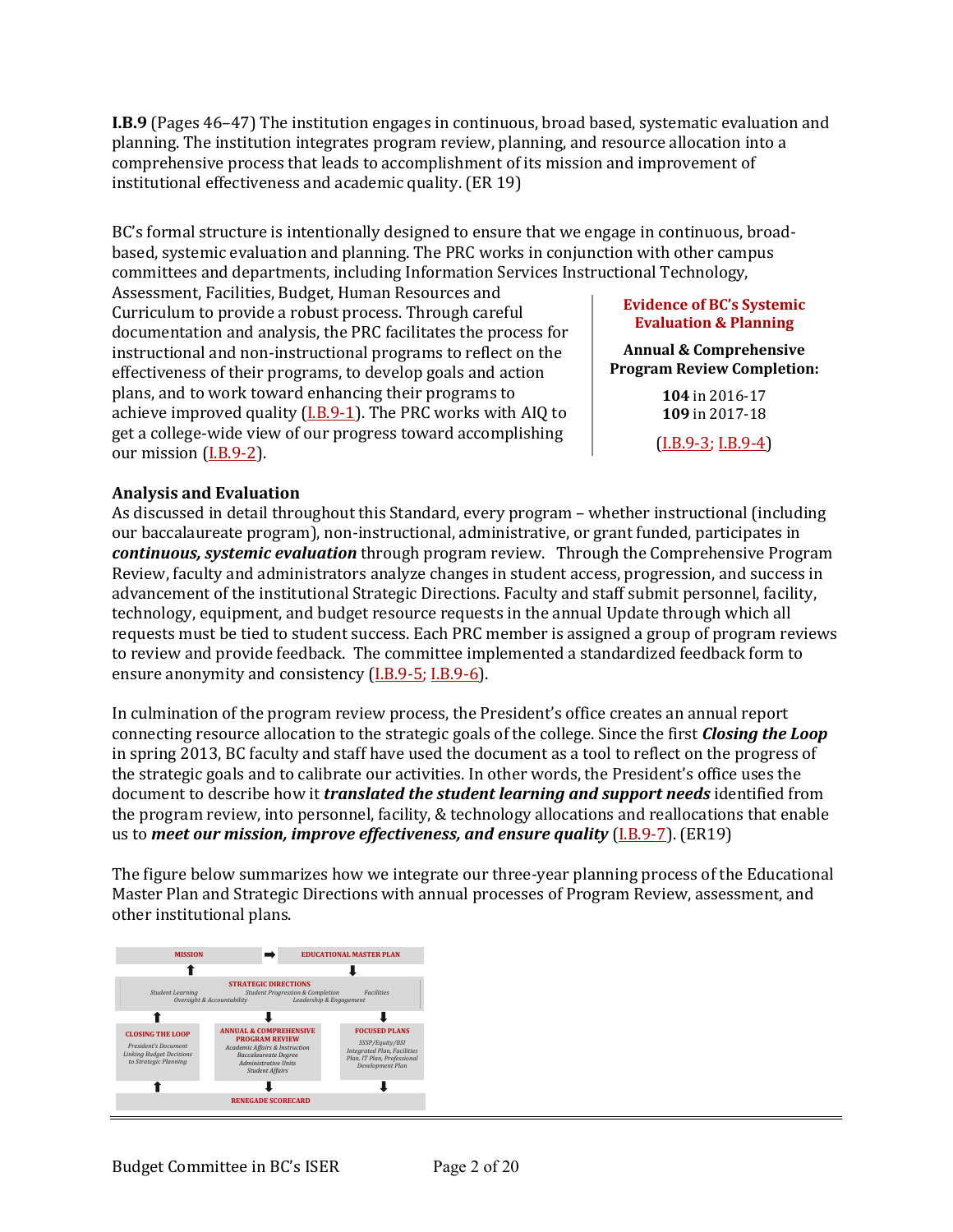**I.B.9** (Pages 46–47) The institution engages in continuous, broad based, systematic evaluation and planning. The institution integrates program review, planning, and resource allocation into a comprehensive process that leads to accomplishment of its mission and improvement of institutional effectiveness and academic quality. (ER 19)

BC's formal structure is intentionally designed to ensure that we engage in continuous, broad-based, systemic evaluation and planning. The PRC works in conjunction with other campus committees and departments, including Information Services Instructional Technology, Assessment, Facilities, Budget, Human Resources and Curriculum to provide a robust process. Through careful documentation and analysis, the PRC facilitates the process for instructional and non-instructional programs to reflect on the effectiveness of their programs, to develop goals and action plans, and to work toward enhancing their programs to achieve improved quality (I.B.9-1). The PRC works with AIQ to get a college-wide view of our progress toward accomplishing our mission (I.B.9-2).

**Evidence of BC's Systemic Evaluation & Planning**

**Annual & Comprehensive Program Review Completion:**

**104** in 2016-17
**109** in 2017-18

(I.B.9-3; I.B.9-4)

### Analysis and Evaluation

As discussed in detail throughout this Standard, every program – whether instructional (including our baccalaureate program), non-instructional, administrative, or grant funded, participates in ***continuous, systemic evaluation*** through program review. Through the Comprehensive Program Review, faculty and administrators analyze changes in student access, progression, and success in advancement of the institutional Strategic Directions. Faculty and staff submit personnel, facility, technology, equipment, and budget resource requests in the annual Update through which all requests must be tied to student success. Each PRC member is assigned a group of program reviews to review and provide feedback. The committee implemented a standardized feedback form to ensure anonymity and consistency (I.B.9-5; I.B.9-6).

In culmination of the program review process, the President's office creates an annual report connecting resource allocation to the strategic goals of the college. Since the first ***Closing the Loop*** in spring 2013, BC faculty and staff have used the document as a tool to reflect on the progress of the strategic goals and to calibrate our activities. In other words, the President's office uses the document to describe how it ***translated the student learning and support needs*** identified from the program review, into personnel, facility, & technology allocations and reallocations that enable us to ***meet our mission, improve effectiveness, and ensure quality*** (I.B.9-7). (ER19)

The figure below summarizes how we integrate our three-year planning process of the Educational Master Plan and Strategic Directions with annual processes of Program Review, assessment, and other institutional plans.

MISSION ➡ EDUCATIONAL MASTER PLAN

STRATEGIC DIRECTIONS
*Student Learning* · *Student Progression & Completion* · *Facilities* · *Oversight & Accountability* · *Leadership & Engagement*

**CLOSING THE LOOP**
*President's Document Linking Budget Decisions to Strategic Planning*

**ANNUAL & COMPREHENSIVE PROGRAM REVIEW**
*Academic Affairs & Instruction*
*Baccalaureate Degree*
*Administrative Units*
*Student Affairs*

**FOCUSED PLANS**
*SSSP/Equity/BSI Integrated Plan, Facilities Plan, IT Plan, Professional Development Plan*

RENEGADE SCORECARD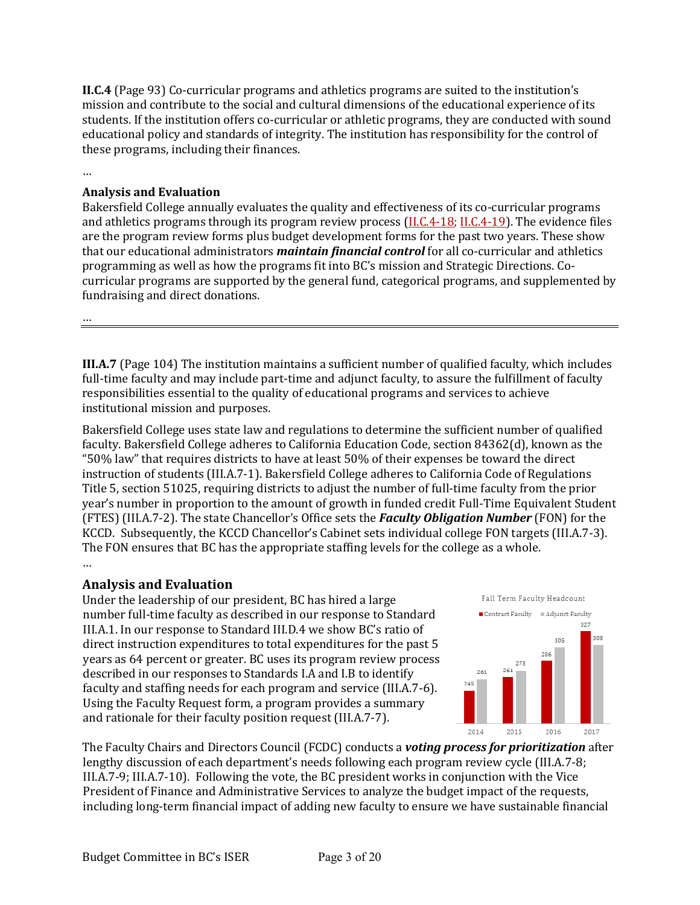**II.C.4** (Page 93) Co-curricular programs and athletics programs are suited to the institution's mission and contribute to the social and cultural dimensions of the educational experience of its students. If the institution offers co-curricular or athletic programs, they are conducted with sound educational policy and standards of integrity. The institution has responsibility for the control of these programs, including their finances.

…

### Analysis and Evaluation

Bakersfield College annually evaluates the quality and effectiveness of its co-curricular programs and athletics programs through its program review process (II.C.4-18; II.C.4-19). The evidence files are the program review forms plus budget development forms for the past two years. These show that our educational administrators ***maintain financial control*** for all co-curricular and athletics programming as well as how the programs fit into BC's mission and Strategic Directions. Co-curricular programs are supported by the general fund, categorical programs, and supplemented by fundraising and direct donations.

…

---

**III.A.7** (Page 104) The institution maintains a sufficient number of qualified faculty, which includes full-time faculty and may include part-time and adjunct faculty, to assure the fulfillment of faculty responsibilities essential to the quality of educational programs and services to achieve institutional mission and purposes.

Bakersfield College uses state law and regulations to determine the sufficient number of qualified faculty. Bakersfield College adheres to California Education Code, section 84362(d), known as the "50% law" that requires districts to have at least 50% of their expenses be toward the direct instruction of students (III.A.7-1). Bakersfield College adheres to California Code of Regulations Title 5, section 51025, requiring districts to adjust the number of full-time faculty from the prior year's number in proportion to the amount of growth in funded credit Full-Time Equivalent Student (FTES) (III.A.7-2). The state Chancellor's Office sets the ***Faculty Obligation Number*** (FON) for the KCCD. Subsequently, the KCCD Chancellor's Cabinet sets individual college FON targets (III.A.7-3). The FON ensures that BC has the appropriate staffing levels for the college as a whole.

…

### Analysis and Evaluation

Under the leadership of our president, BC has hired a large number full-time faculty as described in our response to Standard III.A.1. In our response to Standard III.D.4 we show BC's ratio of direct instruction expenditures to total expenditures for the past 5 years as 64 percent or greater. BC uses its program review process described in our responses to Standards I.A and I.B to identify faculty and staffing needs for each program and service (III.A.7-6). Using the Faculty Request form, a program provides a summary and rationale for their faculty position request (III.A.7-7).

Fall Term Faculty Headcount

| | 2014 | 2015 | 2016 | 2017 |
|---|---|---|---|---|
| Contract Faculty | 245 | 264 | 286 | 327 |
| Adjunct Faculty | 261 | 273 | 305 | 308 |

The Faculty Chairs and Directors Council (FCDC) conducts a ***voting process for prioritization*** after lengthy discussion of each department's needs following each program review cycle (III.A.7-8; III.A.7-9; III.A.7-10). Following the vote, the BC president works in conjunction with the Vice President of Finance and Administrative Services to analyze the budget impact of the requests, including long-term financial impact of adding new faculty to ensure we have sustainable financial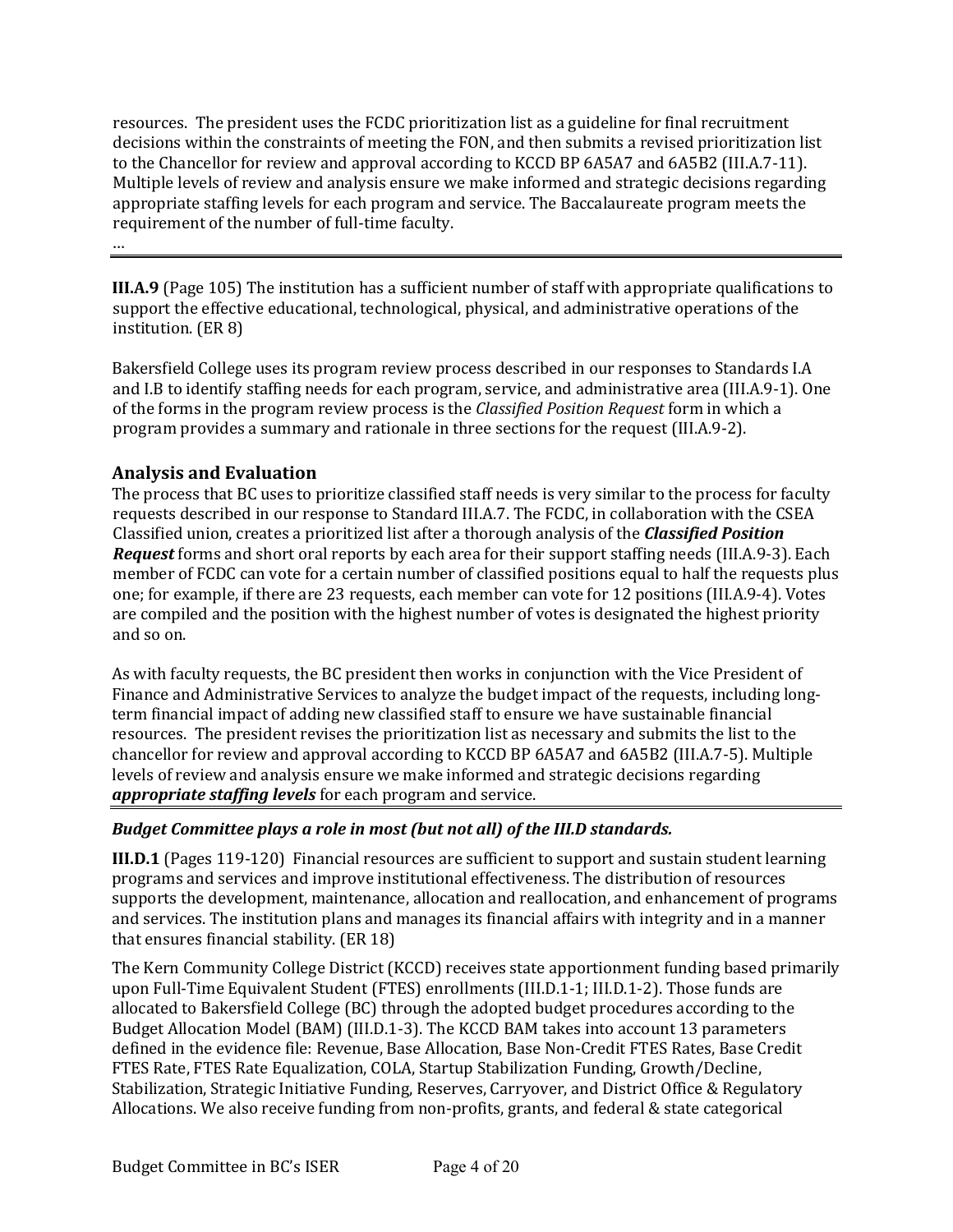resources. The president uses the FCDC prioritization list as a guideline for final recruitment decisions within the constraints of meeting the FON, and then submits a revised prioritization list to the Chancellor for review and approval according to KCCD BP 6A5A7 and 6A5B2 (III.A.7-11). Multiple levels of review and analysis ensure we make informed and strategic decisions regarding appropriate staffing levels for each program and service. The Baccalaureate program meets the requirement of the number of full-time faculty.

…

---

**III.A.9** (Page 105) The institution has a sufficient number of staff with appropriate qualifications to support the effective educational, technological, physical, and administrative operations of the institution. (ER 8)

Bakersfield College uses its program review process described in our responses to Standards I.A and I.B to identify staffing needs for each program, service, and administrative area (III.A.9-1). One of the forms in the program review process is the *Classified Position Request* form in which a program provides a summary and rationale in three sections for the request (III.A.9-2).

## Analysis and Evaluation

The process that BC uses to prioritize classified staff needs is very similar to the process for faculty requests described in our response to Standard III.A.7. The FCDC, in collaboration with the CSEA Classified union, creates a prioritized list after a thorough analysis of the ***Classified Position Request*** forms and short oral reports by each area for their support staffing needs (III.A.9-3). Each member of FCDC can vote for a certain number of classified positions equal to half the requests plus one; for example, if there are 23 requests, each member can vote for 12 positions (III.A.9-4). Votes are compiled and the position with the highest number of votes is designated the highest priority and so on.

As with faculty requests, the BC president then works in conjunction with the Vice President of Finance and Administrative Services to analyze the budget impact of the requests, including long-term financial impact of adding new classified staff to ensure we have sustainable financial resources. The president revises the prioritization list as necessary and submits the list to the chancellor for review and approval according to KCCD BP 6A5A7 and 6A5B2 (III.A.7-5). Multiple levels of review and analysis ensure we make informed and strategic decisions regarding ***appropriate staffing levels*** for each program and service.

---

***Budget Committee plays a role in most (but not all) of the III.D standards.***

**III.D.1** (Pages 119-120) Financial resources are sufficient to support and sustain student learning programs and services and improve institutional effectiveness. The distribution of resources supports the development, maintenance, allocation and reallocation, and enhancement of programs and services. The institution plans and manages its financial affairs with integrity and in a manner that ensures financial stability. (ER 18)

The Kern Community College District (KCCD) receives state apportionment funding based primarily upon Full-Time Equivalent Student (FTES) enrollments (III.D.1-1; III.D.1-2). Those funds are allocated to Bakersfield College (BC) through the adopted budget procedures according to the Budget Allocation Model (BAM) (III.D.1-3). The KCCD BAM takes into account 13 parameters defined in the evidence file: Revenue, Base Allocation, Base Non-Credit FTES Rates, Base Credit FTES Rate, FTES Rate Equalization, COLA, Startup Stabilization Funding, Growth/Decline, Stabilization, Strategic Initiative Funding, Reserves, Carryover, and District Office & Regulatory Allocations. We also receive funding from non-profits, grants, and federal & state categorical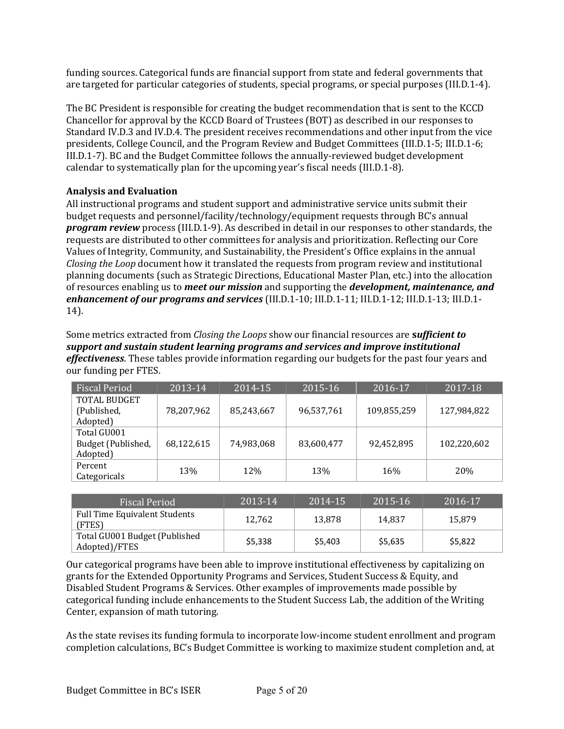funding sources. Categorical funds are financial support from state and federal governments that are targeted for particular categories of students, special programs, or special purposes (III.D.1-4).

The BC President is responsible for creating the budget recommendation that is sent to the KCCD Chancellor for approval by the KCCD Board of Trustees (BOT) as described in our responses to Standard IV.D.3 and IV.D.4. The president receives recommendations and other input from the vice presidents, College Council, and the Program Review and Budget Committees (III.D.1-5; III.D.1-6; III.D.1-7). BC and the Budget Committee follows the annually-reviewed budget development calendar to systematically plan for the upcoming year's fiscal needs (III.D.1-8).

**Analysis and Evaluation**

All instructional programs and student support and administrative service units submit their budget requests and personnel/facility/technology/equipment requests through BC's annual ***program review*** process (III.D.1-9). As described in detail in our responses to other standards, the requests are distributed to other committees for analysis and prioritization. Reflecting our Core Values of Integrity, Community, and Sustainability, the President's Office explains in the annual *Closing the Loop* document how it translated the requests from program review and institutional planning documents (such as Strategic Directions, Educational Master Plan, etc.) into the allocation of resources enabling us to ***meet our mission*** and supporting the ***development, maintenance, and enhancement of our programs and services*** (III.D.1-10; III.D.1-11; III.D.1-12; III.D.1-13; III.D.1-14).

Some metrics extracted from *Closing the Loops* show our financial resources are ***sufficient to support and sustain student learning programs and services and improve institutional effectiveness***. These tables provide information regarding our budgets for the past four years and our funding per FTES.

| Fiscal Period | 2013-14 | 2014-15 | 2015-16 | 2016-17 | 2017-18 |
|---|---|---|---|---|---|
| TOTAL BUDGET (Published, Adopted) | 78,207,962 | 85,243,667 | 96,537,761 | 109,855,259 | 127,984,822 |
| Total GU001 Budget (Published, Adopted) | 68,122,615 | 74,983,068 | 83,600,477 | 92,452,895 | 102,220,602 |
| Percent Categoricals | 13% | 12% | 13% | 16% | 20% |

| Fiscal Period | 2013-14 | 2014-15 | 2015-16 | 2016-17 |
|---|---|---|---|---|
| Full Time Equivalent Students (FTES) | 12,762 | 13,878 | 14,837 | 15,879 |
| Total GU001 Budget (Published Adopted)/FTES | $5,338 | $5,403 | $5,635 | $5,822 |

Our categorical programs have been able to improve institutional effectiveness by capitalizing on grants for the Extended Opportunity Programs and Services, Student Success & Equity, and Disabled Student Programs & Services. Other examples of improvements made possible by categorical funding include enhancements to the Student Success Lab, the addition of the Writing Center, expansion of math tutoring.

As the state revises its funding formula to incorporate low-income student enrollment and program completion calculations, BC's Budget Committee is working to maximize student completion and, at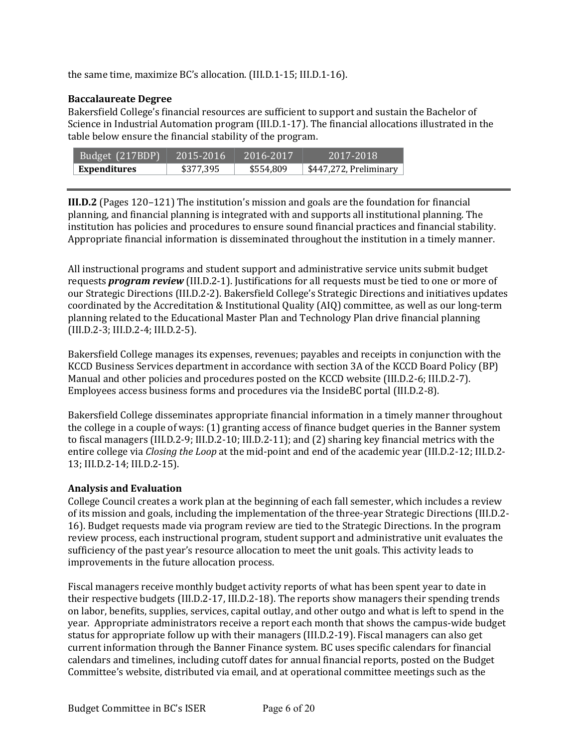the same time, maximize BC's allocation. (III.D.1-15; III.D.1-16).

### Baccalaureate Degree

Bakersfield College's financial resources are sufficient to support and sustain the Bachelor of Science in Industrial Automation program (III.D.1-17). The financial allocations illustrated in the table below ensure the financial stability of the program.

| Budget (217BDP) | 2015-2016 | 2016-2017 | 2017-2018 |
|---|---|---|---|
| **Expenditures** | $377,395 | $554,809 | $447,272, Preliminary |

---

**III.D.2** (Pages 120–121) The institution's mission and goals are the foundation for financial planning, and financial planning is integrated with and supports all institutional planning. The institution has policies and procedures to ensure sound financial practices and financial stability. Appropriate financial information is disseminated throughout the institution in a timely manner.

All instructional programs and student support and administrative service units submit budget requests ***program review*** (III.D.2-1). Justifications for all requests must be tied to one or more of our Strategic Directions (III.D.2-2). Bakersfield College's Strategic Directions and initiatives updates coordinated by the Accreditation & Institutional Quality (AIQ) committee, as well as our long-term planning related to the Educational Master Plan and Technology Plan drive financial planning (III.D.2-3; III.D.2-4; III.D.2-5).

Bakersfield College manages its expenses, revenues; payables and receipts in conjunction with the KCCD Business Services department in accordance with section 3A of the KCCD Board Policy (BP) Manual and other policies and procedures posted on the KCCD website (III.D.2-6; III.D.2-7). Employees access business forms and procedures via the InsideBC portal (III.D.2-8).

Bakersfield College disseminates appropriate financial information in a timely manner throughout the college in a couple of ways: (1) granting access of finance budget queries in the Banner system to fiscal managers (III.D.2-9; III.D.2-10; III.D.2-11); and (2) sharing key financial metrics with the entire college via *Closing the Loop* at the mid-point and end of the academic year (III.D.2-12; III.D.2-13; III.D.2-14; III.D.2-15).

### Analysis and Evaluation

College Council creates a work plan at the beginning of each fall semester, which includes a review of its mission and goals, including the implementation of the three-year Strategic Directions (III.D.2-16). Budget requests made via program review are tied to the Strategic Directions. In the program review process, each instructional program, student support and administrative unit evaluates the sufficiency of the past year's resource allocation to meet the unit goals. This activity leads to improvements in the future allocation process.

Fiscal managers receive monthly budget activity reports of what has been spent year to date in their respective budgets (III.D.2-17, III.D.2-18). The reports show managers their spending trends on labor, benefits, supplies, services, capital outlay, and other outgo and what is left to spend in the year. Appropriate administrators receive a report each month that shows the campus-wide budget status for appropriate follow up with their managers (III.D.2-19). Fiscal managers can also get current information through the Banner Finance system. BC uses specific calendars for financial calendars and timelines, including cutoff dates for annual financial reports, posted on the Budget Committee's website, distributed via email, and at operational committee meetings such as the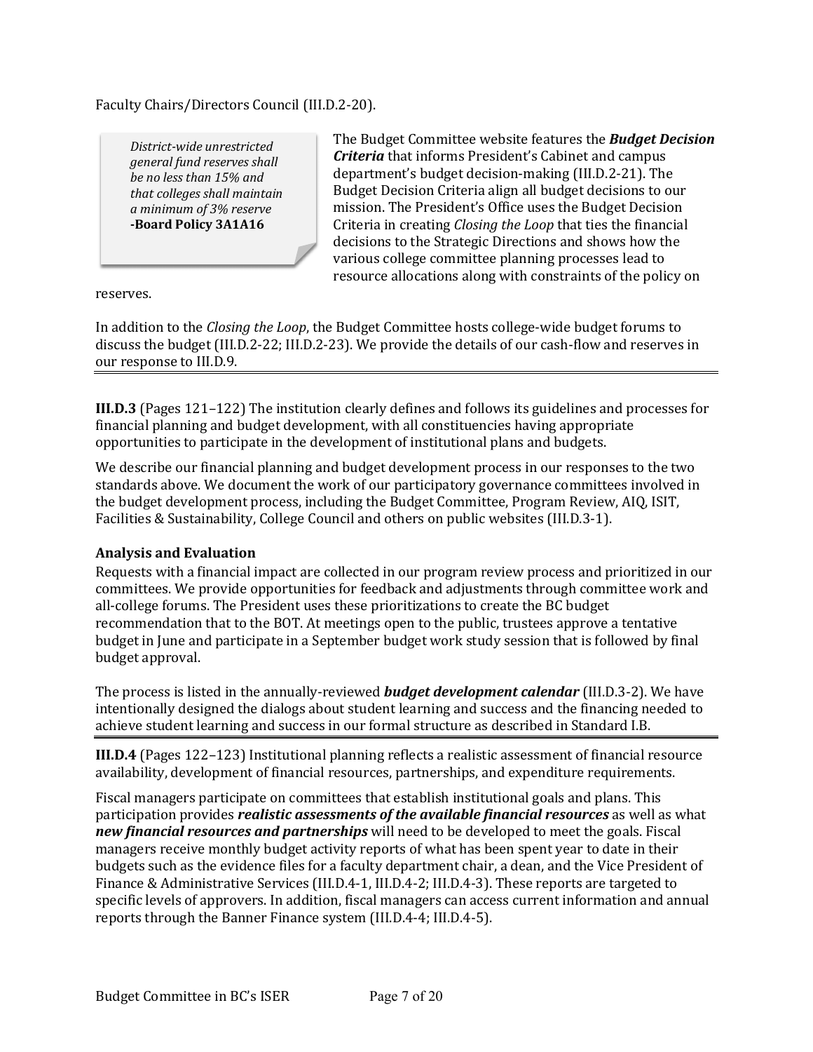Faculty Chairs/Directors Council (III.D.2-20).

> *District-wide unrestricted general fund reserves shall be no less than 15% and that colleges shall maintain a minimum of 3% reserve*
> **-Board Policy 3A1A16**

The Budget Committee website features the ***Budget Decision Criteria*** that informs President's Cabinet and campus department's budget decision-making (III.D.2-21). The Budget Decision Criteria align all budget decisions to our mission. The President's Office uses the Budget Decision Criteria in creating *Closing the Loop* that ties the financial decisions to the Strategic Directions and shows how the various college committee planning processes lead to resource allocations along with constraints of the policy on reserves.

In addition to the *Closing the Loop*, the Budget Committee hosts college-wide budget forums to discuss the budget (III.D.2-22; III.D.2-23). We provide the details of our cash-flow and reserves in our response to III.D.9.

---

**III.D.3** (Pages 121–122) The institution clearly defines and follows its guidelines and processes for financial planning and budget development, with all constituencies having appropriate opportunities to participate in the development of institutional plans and budgets.

We describe our financial planning and budget development process in our responses to the two standards above. We document the work of our participatory governance committees involved in the budget development process, including the Budget Committee, Program Review, AIQ, ISIT, Facilities & Sustainability, College Council and others on public websites (III.D.3-1).

### Analysis and Evaluation

Requests with a financial impact are collected in our program review process and prioritized in our committees. We provide opportunities for feedback and adjustments through committee work and all-college forums. The President uses these prioritizations to create the BC budget recommendation that to the BOT. At meetings open to the public, trustees approve a tentative budget in June and participate in a September budget work study session that is followed by final budget approval.

The process is listed in the annually-reviewed ***budget development calendar*** (III.D.3-2). We have intentionally designed the dialogs about student learning and success and the financing needed to achieve student learning and success in our formal structure as described in Standard I.B.

---

**III.D.4** (Pages 122–123) Institutional planning reflects a realistic assessment of financial resource availability, development of financial resources, partnerships, and expenditure requirements.

Fiscal managers participate on committees that establish institutional goals and plans. This participation provides ***realistic assessments of the available financial resources*** as well as what ***new financial resources and partnerships*** will need to be developed to meet the goals. Fiscal managers receive monthly budget activity reports of what has been spent year to date in their budgets such as the evidence files for a faculty department chair, a dean, and the Vice President of Finance & Administrative Services (III.D.4-1, III.D.4-2; III.D.4-3). These reports are targeted to specific levels of approvers. In addition, fiscal managers can access current information and annual reports through the Banner Finance system (III.D.4-4; III.D.4-5).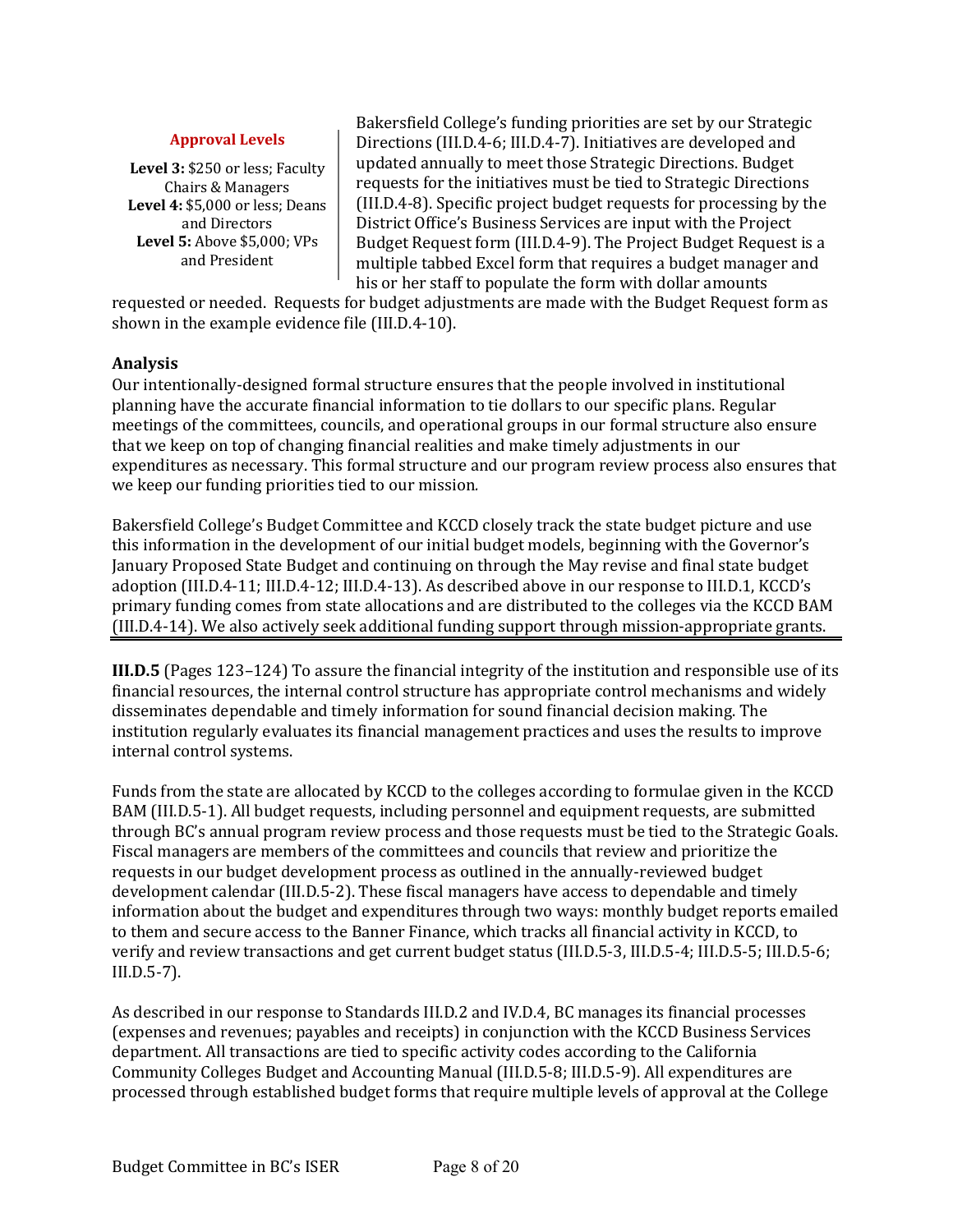**Approval Levels**

**Level 3:** $250 or less; Faculty Chairs & Managers
**Level 4:** $5,000 or less; Deans and Directors
**Level 5:** Above $5,000; VPs and President

Bakersfield College's funding priorities are set by our Strategic Directions (III.D.4-6; III.D.4-7). Initiatives are developed and updated annually to meet those Strategic Directions. Budget requests for the initiatives must be tied to Strategic Directions (III.D.4-8). Specific project budget requests for processing by the District Office's Business Services are input with the Project Budget Request form (III.D.4-9). The Project Budget Request is a multiple tabbed Excel form that requires a budget manager and his or her staff to populate the form with dollar amounts requested or needed. Requests for budget adjustments are made with the Budget Request form as shown in the example evidence file (III.D.4-10).

### Analysis

Our intentionally-designed formal structure ensures that the people involved in institutional planning have the accurate financial information to tie dollars to our specific plans. Regular meetings of the committees, councils, and operational groups in our formal structure also ensure that we keep on top of changing financial realities and make timely adjustments in our expenditures as necessary. This formal structure and our program review process also ensures that we keep our funding priorities tied to our mission.

Bakersfield College's Budget Committee and KCCD closely track the state budget picture and use this information in the development of our initial budget models, beginning with the Governor's January Proposed State Budget and continuing on through the May revise and final state budget adoption (III.D.4-11; III.D.4-12; III.D.4-13). As described above in our response to III.D.1, KCCD's primary funding comes from state allocations and are distributed to the colleges via the KCCD BAM (III.D.4-14). We also actively seek additional funding support through mission-appropriate grants.

---

**III.D.5** (Pages 123–124) To assure the financial integrity of the institution and responsible use of its financial resources, the internal control structure has appropriate control mechanisms and widely disseminates dependable and timely information for sound financial decision making. The institution regularly evaluates its financial management practices and uses the results to improve internal control systems.

Funds from the state are allocated by KCCD to the colleges according to formulae given in the KCCD BAM (III.D.5-1). All budget requests, including personnel and equipment requests, are submitted through BC's annual program review process and those requests must be tied to the Strategic Goals. Fiscal managers are members of the committees and councils that review and prioritize the requests in our budget development process as outlined in the annually-reviewed budget development calendar (III.D.5-2). These fiscal managers have access to dependable and timely information about the budget and expenditures through two ways: monthly budget reports emailed to them and secure access to the Banner Finance, which tracks all financial activity in KCCD, to verify and review transactions and get current budget status (III.D.5-3, III.D.5-4; III.D.5-5; III.D.5-6; III.D.5-7).

As described in our response to Standards III.D.2 and IV.D.4, BC manages its financial processes (expenses and revenues; payables and receipts) in conjunction with the KCCD Business Services department. All transactions are tied to specific activity codes according to the California Community Colleges Budget and Accounting Manual (III.D.5-8; III.D.5-9). All expenditures are processed through established budget forms that require multiple levels of approval at the College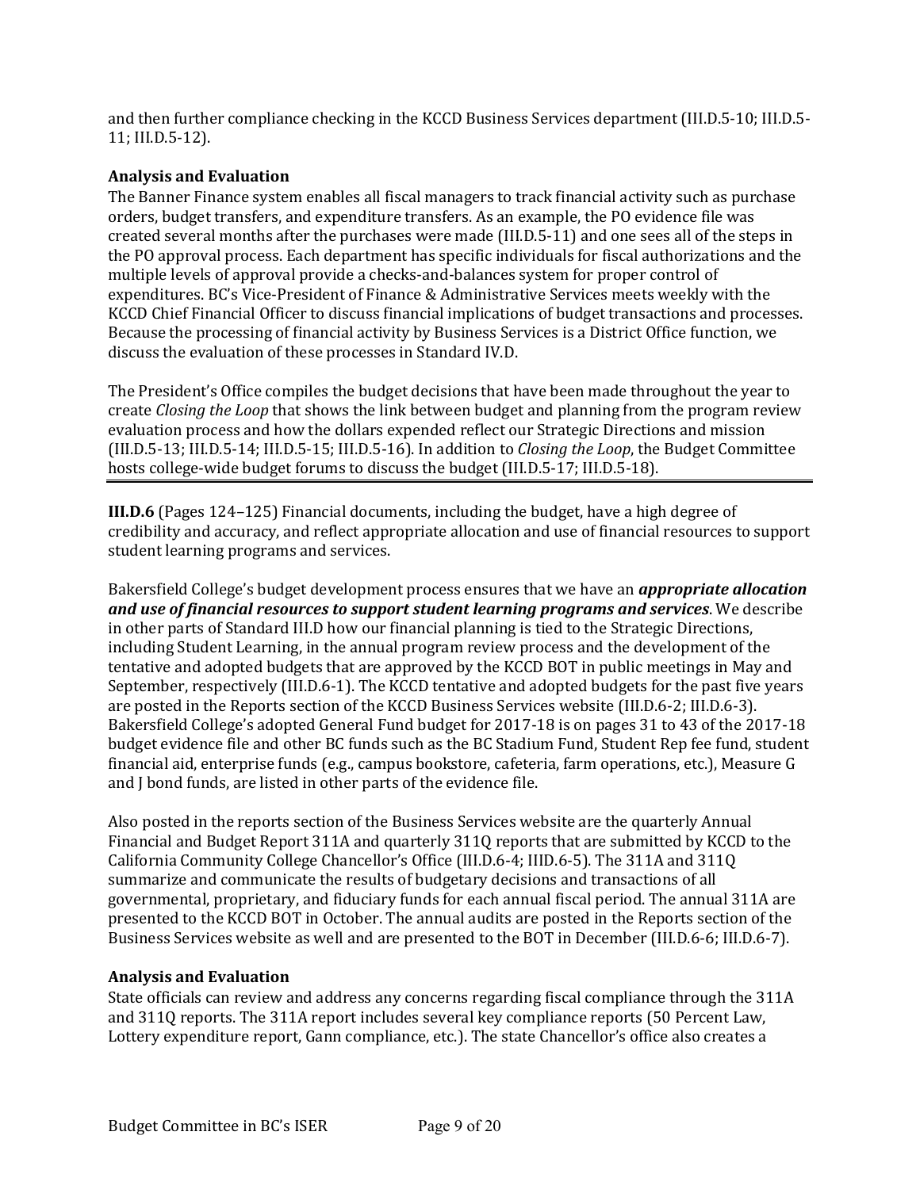and then further compliance checking in the KCCD Business Services department (III.D.5-10; III.D.5-11; III.D.5-12).

### Analysis and Evaluation

The Banner Finance system enables all fiscal managers to track financial activity such as purchase orders, budget transfers, and expenditure transfers. As an example, the PO evidence file was created several months after the purchases were made (III.D.5-11) and one sees all of the steps in the PO approval process. Each department has specific individuals for fiscal authorizations and the multiple levels of approval provide a checks-and-balances system for proper control of expenditures. BC's Vice-President of Finance & Administrative Services meets weekly with the KCCD Chief Financial Officer to discuss financial implications of budget transactions and processes. Because the processing of financial activity by Business Services is a District Office function, we discuss the evaluation of these processes in Standard IV.D.

The President's Office compiles the budget decisions that have been made throughout the year to create *Closing the Loop* that shows the link between budget and planning from the program review evaluation process and how the dollars expended reflect our Strategic Directions and mission (III.D.5-13; III.D.5-14; III.D.5-15; III.D.5-16). In addition to *Closing the Loop*, the Budget Committee hosts college-wide budget forums to discuss the budget (III.D.5-17; III.D.5-18).

---

**III.D.6** (Pages 124–125) Financial documents, including the budget, have a high degree of credibility and accuracy, and reflect appropriate allocation and use of financial resources to support student learning programs and services.

Bakersfield College's budget development process ensures that we have an ***appropriate allocation and use of financial resources to support student learning programs and services***. We describe in other parts of Standard III.D how our financial planning is tied to the Strategic Directions, including Student Learning, in the annual program review process and the development of the tentative and adopted budgets that are approved by the KCCD BOT in public meetings in May and September, respectively (III.D.6-1). The KCCD tentative and adopted budgets for the past five years are posted in the Reports section of the KCCD Business Services website (III.D.6-2; III.D.6-3). Bakersfield College's adopted General Fund budget for 2017-18 is on pages 31 to 43 of the 2017-18 budget evidence file and other BC funds such as the BC Stadium Fund, Student Rep fee fund, student financial aid, enterprise funds (e.g., campus bookstore, cafeteria, farm operations, etc.), Measure G and J bond funds, are listed in other parts of the evidence file.

Also posted in the reports section of the Business Services website are the quarterly Annual Financial and Budget Report 311A and quarterly 311Q reports that are submitted by KCCD to the California Community College Chancellor's Office (III.D.6-4; IIID.6-5). The 311A and 311Q summarize and communicate the results of budgetary decisions and transactions of all governmental, proprietary, and fiduciary funds for each annual fiscal period. The annual 311A are presented to the KCCD BOT in October. The annual audits are posted in the Reports section of the Business Services website as well and are presented to the BOT in December (III.D.6-6; III.D.6-7).

### Analysis and Evaluation

State officials can review and address any concerns regarding fiscal compliance through the 311A and 311Q reports. The 311A report includes several key compliance reports (50 Percent Law, Lottery expenditure report, Gann compliance, etc.). The state Chancellor's office also creates a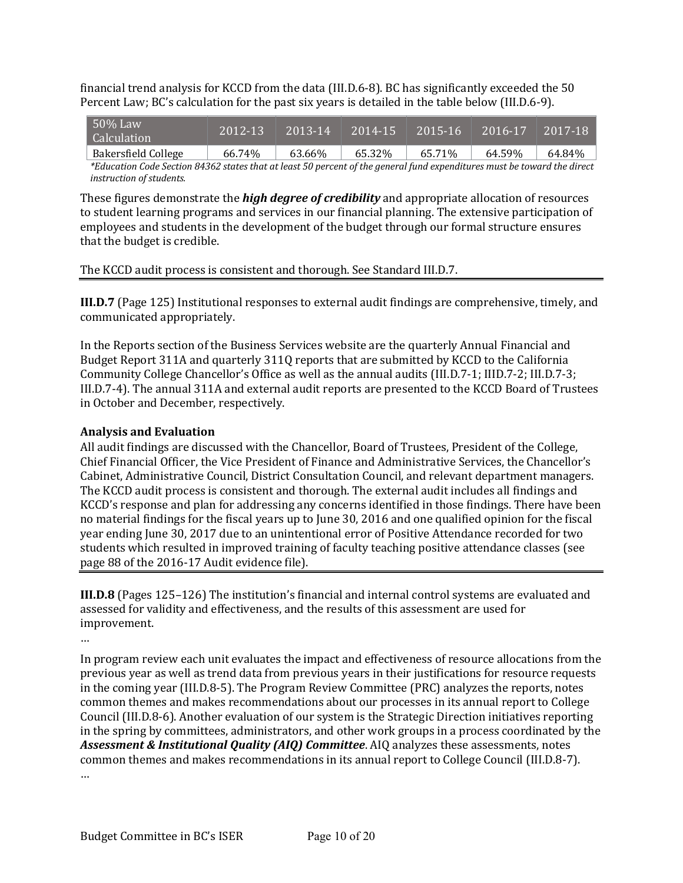financial trend analysis for KCCD from the data (III.D.6-8). BC has significantly exceeded the 50 Percent Law; BC's calculation for the past six years is detailed in the table below (III.D.6-9).

| 50% Law Calculation | 2012-13 | 2013-14 | 2014-15 | 2015-16 | 2016-17 | 2017-18 |
|---|---|---|---|---|---|---|
| Bakersfield College | 66.74% | 63.66% | 65.32% | 65.71% | 64.59% | 64.84% |

*\*Education Code Section 84362 states that at least 50 percent of the general fund expenditures must be toward the direct instruction of students.*

These figures demonstrate the ***high degree of credibility*** and appropriate allocation of resources to student learning programs and services in our financial planning. The extensive participation of employees and students in the development of the budget through our formal structure ensures that the budget is credible.

The KCCD audit process is consistent and thorough. See Standard III.D.7.

---

**III.D.7** (Page 125) Institutional responses to external audit findings are comprehensive, timely, and communicated appropriately.

In the Reports section of the Business Services website are the quarterly Annual Financial and Budget Report 311A and quarterly 311Q reports that are submitted by KCCD to the California Community College Chancellor's Office as well as the annual audits (III.D.7-1; IIID.7-2; III.D.7-3; III.D.7-4). The annual 311A and external audit reports are presented to the KCCD Board of Trustees in October and December, respectively.

**Analysis and Evaluation**

All audit findings are discussed with the Chancellor, Board of Trustees, President of the College, Chief Financial Officer, the Vice President of Finance and Administrative Services, the Chancellor's Cabinet, Administrative Council, District Consultation Council, and relevant department managers. The KCCD audit process is consistent and thorough. The external audit includes all findings and KCCD's response and plan for addressing any concerns identified in those findings. There have been no material findings for the fiscal years up to June 30, 2016 and one qualified opinion for the fiscal year ending June 30, 2017 due to an unintentional error of Positive Attendance recorded for two students which resulted in improved training of faculty teaching positive attendance classes (see page 88 of the 2016-17 Audit evidence file).

---

**III.D.8** (Pages 125–126) The institution's financial and internal control systems are evaluated and assessed for validity and effectiveness, and the results of this assessment are used for improvement.

…

In program review each unit evaluates the impact and effectiveness of resource allocations from the previous year as well as trend data from previous years in their justifications for resource requests in the coming year (III.D.8-5). The Program Review Committee (PRC) analyzes the reports, notes common themes and makes recommendations about our processes in its annual report to College Council (III.D.8-6). Another evaluation of our system is the Strategic Direction initiatives reporting in the spring by committees, administrators, and other work groups in a process coordinated by the ***Assessment & Institutional Quality (AIQ) Committee***. AIQ analyzes these assessments, notes common themes and makes recommendations in its annual report to College Council (III.D.8-7).

…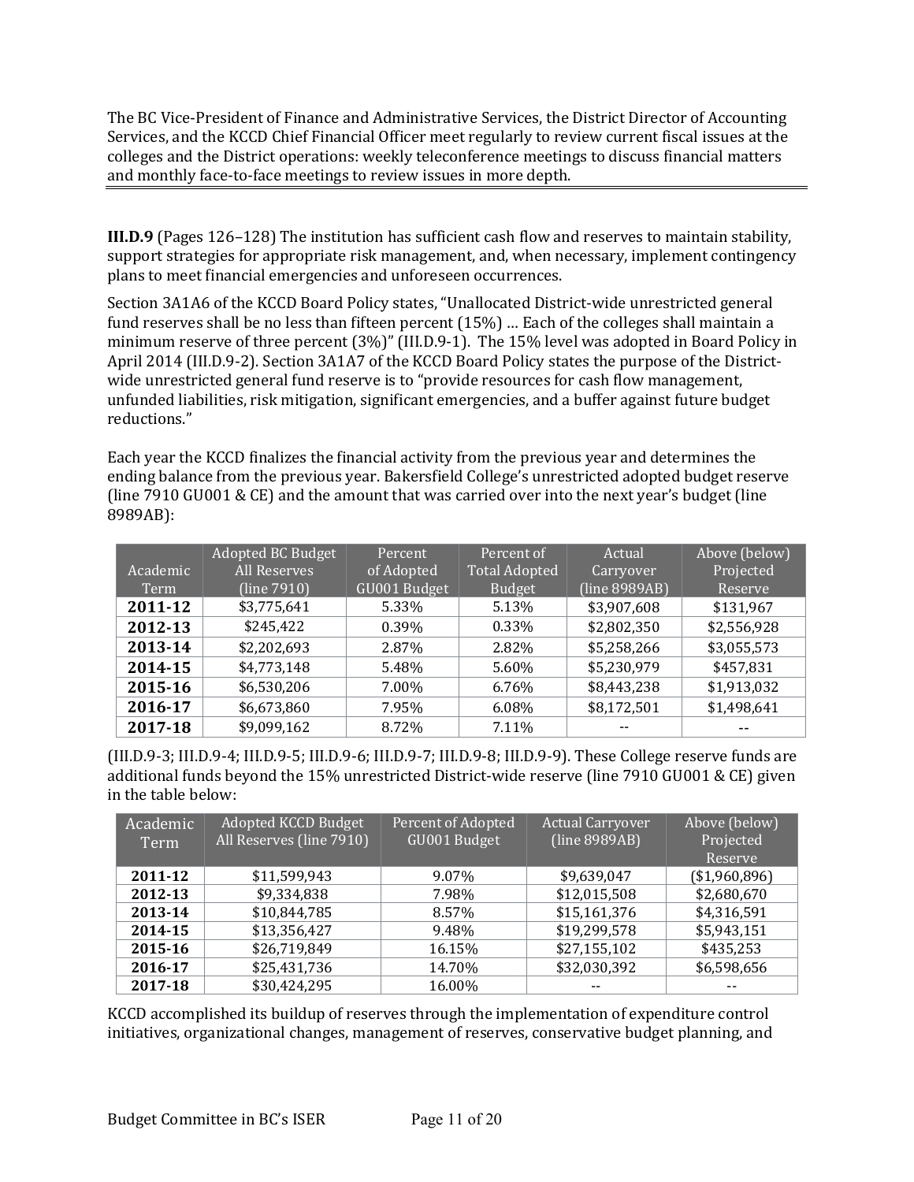The BC Vice-President of Finance and Administrative Services, the District Director of Accounting Services, and the KCCD Chief Financial Officer meet regularly to review current fiscal issues at the colleges and the District operations: weekly teleconference meetings to discuss financial matters and monthly face-to-face meetings to review issues in more depth.

---

**III.D.9** (Pages 126–128) The institution has sufficient cash flow and reserves to maintain stability, support strategies for appropriate risk management, and, when necessary, implement contingency plans to meet financial emergencies and unforeseen occurrences.

Section 3A1A6 of the KCCD Board Policy states, "Unallocated District-wide unrestricted general fund reserves shall be no less than fifteen percent (15%) … Each of the colleges shall maintain a minimum reserve of three percent (3%)" (III.D.9-1). The 15% level was adopted in Board Policy in April 2014 (III.D.9-2). Section 3A1A7 of the KCCD Board Policy states the purpose of the District-wide unrestricted general fund reserve is to "provide resources for cash flow management, unfunded liabilities, risk mitigation, significant emergencies, and a buffer against future budget reductions."

Each year the KCCD finalizes the financial activity from the previous year and determines the ending balance from the previous year. Bakersfield College's unrestricted adopted budget reserve (line 7910 GU001 & CE) and the amount that was carried over into the next year's budget (line 8989AB):

| Academic Term | Adopted BC Budget All Reserves (line 7910) | Percent of Adopted GU001 Budget | Percent of Total Adopted Budget | Actual Carryover (line 8989AB) | Above (below) Projected Reserve |
|---|---|---|---|---|---|
| **2011-12** | $3,775,641 | 5.33% | 5.13% | $3,907,608 | $131,967 |
| **2012-13** | $245,422 | 0.39% | 0.33% | $2,802,350 | $2,556,928 |
| **2013-14** | $2,202,693 | 2.87% | 2.82% | $5,258,266 | $3,055,573 |
| **2014-15** | $4,773,148 | 5.48% | 5.60% | $5,230,979 | $457,831 |
| **2015-16** | $6,530,206 | 7.00% | 6.76% | $8,443,238 | $1,913,032 |
| **2016-17** | $6,673,860 | 7.95% | 6.08% | $8,172,501 | $1,498,641 |
| **2017-18** | $9,099,162 | 8.72% | 7.11% | -- | -- |

(III.D.9-3; III.D.9-4; III.D.9-5; III.D.9-6; III.D.9-7; III.D.9-8; III.D.9-9). These College reserve funds are additional funds beyond the 15% unrestricted District-wide reserve (line 7910 GU001 & CE) given in the table below:

| Academic Term | Adopted KCCD Budget All Reserves (line 7910) | Percent of Adopted GU001 Budget | Actual Carryover (line 8989AB) | Above (below) Projected Reserve |
|---|---|---|---|---|
| **2011-12** | $11,599,943 | 9.07% | $9,639,047 | ($1,960,896) |
| **2012-13** | $9,334,838 | 7.98% | $12,015,508 | $2,680,670 |
| **2013-14** | $10,844,785 | 8.57% | $15,161,376 | $4,316,591 |
| **2014-15** | $13,356,427 | 9.48% | $19,299,578 | $5,943,151 |
| **2015-16** | $26,719,849 | 16.15% | $27,155,102 | $435,253 |
| **2016-17** | $25,431,736 | 14.70% | $32,030,392 | $6,598,656 |
| **2017-18** | $30,424,295 | 16.00% | -- | -- |

KCCD accomplished its buildup of reserves through the implementation of expenditure control initiatives, organizational changes, management of reserves, conservative budget planning, and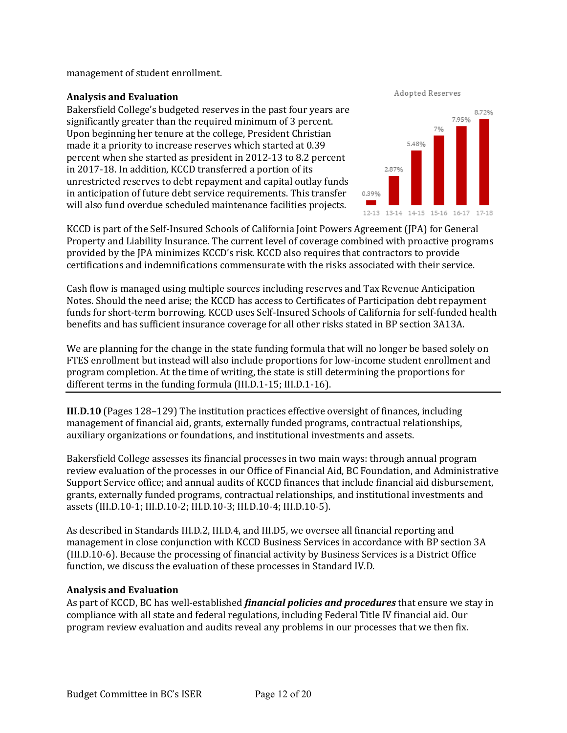management of student enrollment.

**Analysis and Evaluation**

Bakersfield College's budgeted reserves in the past four years are significantly greater than the required minimum of 3 percent. Upon beginning her tenure at the college, President Christian made it a priority to increase reserves which started at 0.39 percent when she started as president in 2012-13 to 8.2 percent in 2017-18. In addition, KCCD transferred a portion of its unrestricted reserves to debt repayment and capital outlay funds in anticipation of future debt service requirements. This transfer will also fund overdue scheduled maintenance facilities projects.

Adopted Reserves

| 12-13 | 13-14 | 14-15 | 15-16 | 16-17 | 17-18 |
|---|---|---|---|---|---|
| 0.39% | 2.87% | 5.48% | 7% | 7.95% | 8.72% |

KCCD is part of the Self-Insured Schools of California Joint Powers Agreement (JPA) for General Property and Liability Insurance. The current level of coverage combined with proactive programs provided by the JPA minimizes KCCD's risk. KCCD also requires that contractors to provide certifications and indemnifications commensurate with the risks associated with their service.

Cash flow is managed using multiple sources including reserves and Tax Revenue Anticipation Notes. Should the need arise; the KCCD has access to Certificates of Participation debt repayment funds for short-term borrowing. KCCD uses Self-Insured Schools of California for self-funded health benefits and has sufficient insurance coverage for all other risks stated in BP section 3A13A.

We are planning for the change in the state funding formula that will no longer be based solely on FTES enrollment but instead will also include proportions for low-income student enrollment and program completion. At the time of writing, the state is still determining the proportions for different terms in the funding formula (III.D.1-15; III.D.1-16).

---

**III.D.10** (Pages 128–129) The institution practices effective oversight of finances, including management of financial aid, grants, externally funded programs, contractual relationships, auxiliary organizations or foundations, and institutional investments and assets.

Bakersfield College assesses its financial processes in two main ways: through annual program review evaluation of the processes in our Office of Financial Aid, BC Foundation, and Administrative Support Service office; and annual audits of KCCD finances that include financial aid disbursement, grants, externally funded programs, contractual relationships, and institutional investments and assets (III.D.10-1; III.D.10-2; III.D.10-3; III.D.10-4; III.D.10-5).

As described in Standards III.D.2, III.D.4, and III.D5, we oversee all financial reporting and management in close conjunction with KCCD Business Services in accordance with BP section 3A (III.D.10-6). Because the processing of financial activity by Business Services is a District Office function, we discuss the evaluation of these processes in Standard IV.D.

**Analysis and Evaluation**

As part of KCCD, BC has well-established ***financial policies and procedures*** that ensure we stay in compliance with all state and federal regulations, including Federal Title IV financial aid. Our program review evaluation and audits reveal any problems in our processes that we then fix.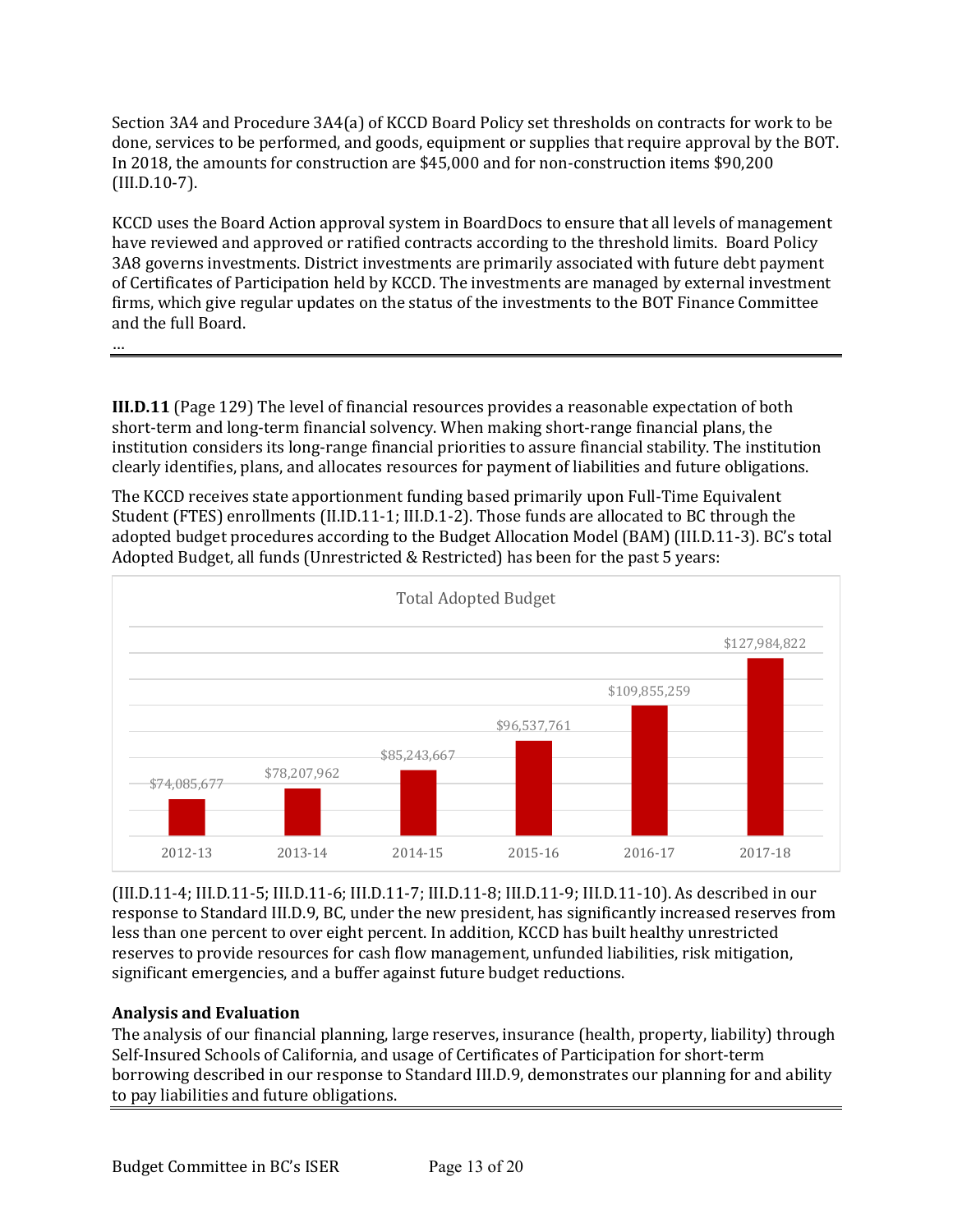Section 3A4 and Procedure 3A4(a) of KCCD Board Policy set thresholds on contracts for work to be done, services to be performed, and goods, equipment or supplies that require approval by the BOT. In 2018, the amounts for construction are $45,000 and for non-construction items $90,200 (III.D.10-7).

KCCD uses the Board Action approval system in BoardDocs to ensure that all levels of management have reviewed and approved or ratified contracts according to the threshold limits. Board Policy 3A8 governs investments. District investments are primarily associated with future debt payment of Certificates of Participation held by KCCD. The investments are managed by external investment firms, which give regular updates on the status of the investments to the BOT Finance Committee and the full Board.

…

---

**III.D.11** (Page 129) The level of financial resources provides a reasonable expectation of both short-term and long-term financial solvency. When making short-range financial plans, the institution considers its long-range financial priorities to assure financial stability. The institution clearly identifies, plans, and allocates resources for payment of liabilities and future obligations.

The KCCD receives state apportionment funding based primarily upon Full-Time Equivalent Student (FTES) enrollments (II.ID.11-1; III.D.1-2). Those funds are allocated to BC through the adopted budget procedures according to the Budget Allocation Model (BAM) (III.D.11-3). BC's total Adopted Budget, all funds (Unrestricted & Restricted) has been for the past 5 years:

**Total Adopted Budget**

| Year | Total Adopted Budget |
|---|---|
| 2012-13 | $74,085,677 |
| 2013-14 | $78,207,962 |
| 2014-15 | $85,243,667 |
| 2015-16 | $96,537,761 |
| 2016-17 | $109,855,259 |
| 2017-18 | $127,984,822 |

(III.D.11-4; III.D.11-5; III.D.11-6; III.D.11-7; III.D.11-8; III.D.11-9; III.D.11-10). As described in our response to Standard III.D.9, BC, under the new president, has significantly increased reserves from less than one percent to over eight percent. In addition, KCCD has built healthy unrestricted reserves to provide resources for cash flow management, unfunded liabilities, risk mitigation, significant emergencies, and a buffer against future budget reductions.

**Analysis and Evaluation**

The analysis of our financial planning, large reserves, insurance (health, property, liability) through Self-Insured Schools of California, and usage of Certificates of Participation for short-term borrowing described in our response to Standard III.D.9, demonstrates our planning for and ability to pay liabilities and future obligations.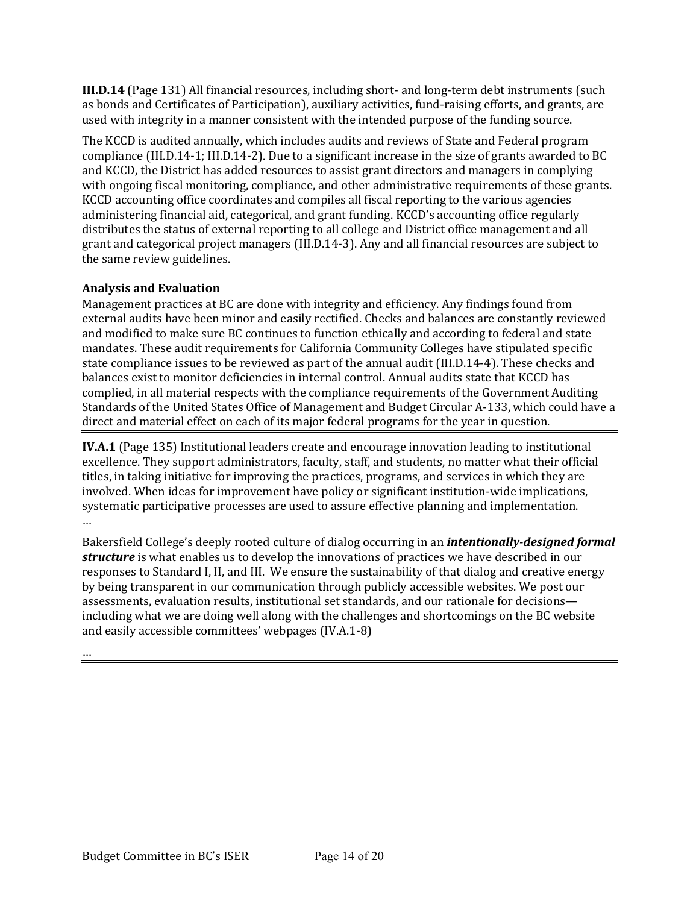**III.D.14** (Page 131) All financial resources, including short- and long-term debt instruments (such as bonds and Certificates of Participation), auxiliary activities, fund-raising efforts, and grants, are used with integrity in a manner consistent with the intended purpose of the funding source.

The KCCD is audited annually, which includes audits and reviews of State and Federal program compliance (III.D.14-1; III.D.14-2). Due to a significant increase in the size of grants awarded to BC and KCCD, the District has added resources to assist grant directors and managers in complying with ongoing fiscal monitoring, compliance, and other administrative requirements of these grants. KCCD accounting office coordinates and compiles all fiscal reporting to the various agencies administering financial aid, categorical, and grant funding. KCCD's accounting office regularly distributes the status of external reporting to all college and District office management and all grant and categorical project managers (III.D.14-3). Any and all financial resources are subject to the same review guidelines.

**Analysis and Evaluation**

Management practices at BC are done with integrity and efficiency. Any findings found from external audits have been minor and easily rectified. Checks and balances are constantly reviewed and modified to make sure BC continues to function ethically and according to federal and state mandates. These audit requirements for California Community Colleges have stipulated specific state compliance issues to be reviewed as part of the annual audit (III.D.14-4). These checks and balances exist to monitor deficiencies in internal control. Annual audits state that KCCD has complied, in all material respects with the compliance requirements of the Government Auditing Standards of the United States Office of Management and Budget Circular A-133, which could have a direct and material effect on each of its major federal programs for the year in question.

---

**IV.A.1** (Page 135) Institutional leaders create and encourage innovation leading to institutional excellence. They support administrators, faculty, staff, and students, no matter what their official titles, in taking initiative for improving the practices, programs, and services in which they are involved. When ideas for improvement have policy or significant institution-wide implications, systematic participative processes are used to assure effective planning and implementation.
…

Bakersfield College's deeply rooted culture of dialog occurring in an ***intentionally-designed formal structure*** is what enables us to develop the innovations of practices we have described in our responses to Standard I, II, and III. We ensure the sustainability of that dialog and creative energy by being transparent in our communication through publicly accessible websites. We post our assessments, evaluation results, institutional set standards, and our rationale for decisions—including what we are doing well along with the challenges and shortcomings on the BC website and easily accessible committees' webpages (IV.A.1-8)

…

---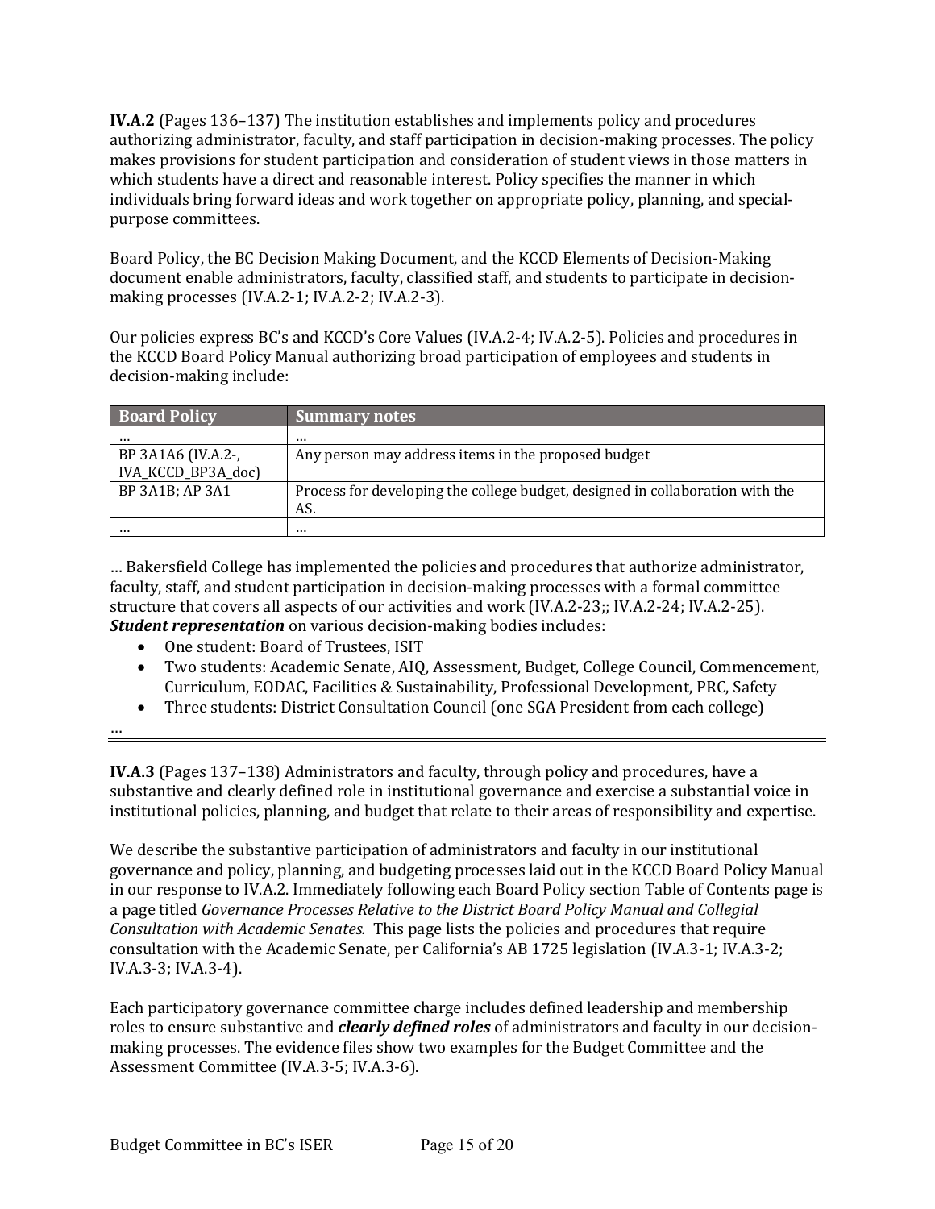**IV.A.2** (Pages 136–137) The institution establishes and implements policy and procedures authorizing administrator, faculty, and staff participation in decision-making processes. The policy makes provisions for student participation and consideration of student views in those matters in which students have a direct and reasonable interest. Policy specifies the manner in which individuals bring forward ideas and work together on appropriate policy, planning, and special-purpose committees.

Board Policy, the BC Decision Making Document, and the KCCD Elements of Decision-Making document enable administrators, faculty, classified staff, and students to participate in decision-making processes (IV.A.2-1; IV.A.2-2; IV.A.2-3).

Our policies express BC's and KCCD's Core Values (IV.A.2-4; IV.A.2-5). Policies and procedures in the KCCD Board Policy Manual authorizing broad participation of employees and students in decision-making include:

| Board Policy | Summary notes |
|---|---|
| … | … |
| BP 3A1A6 (IV.A.2-, IVA_KCCD_BP3A_doc) | Any person may address items in the proposed budget |
| BP 3A1B; AP 3A1 | Process for developing the college budget, designed in collaboration with the AS. |
| … | … |

… Bakersfield College has implemented the policies and procedures that authorize administrator, faculty, staff, and student participation in decision-making processes with a formal committee structure that covers all aspects of our activities and work (IV.A.2-23;; IV.A.2-24; IV.A.2-25). ***Student representation*** on various decision-making bodies includes:

- One student: Board of Trustees, ISIT
- Two students: Academic Senate, AIQ, Assessment, Budget, College Council, Commencement, Curriculum, EODAC, Facilities & Sustainability, Professional Development, PRC, Safety
- Three students: District Consultation Council (one SGA President from each college)

…

---

**IV.A.3** (Pages 137–138) Administrators and faculty, through policy and procedures, have a substantive and clearly defined role in institutional governance and exercise a substantial voice in institutional policies, planning, and budget that relate to their areas of responsibility and expertise.

We describe the substantive participation of administrators and faculty in our institutional governance and policy, planning, and budgeting processes laid out in the KCCD Board Policy Manual in our response to IV.A.2. Immediately following each Board Policy section Table of Contents page is a page titled *Governance Processes Relative to the District Board Policy Manual and Collegial Consultation with Academic Senates.* This page lists the policies and procedures that require consultation with the Academic Senate, per California's AB 1725 legislation (IV.A.3-1; IV.A.3-2; IV.A.3-3; IV.A.3-4).

Each participatory governance committee charge includes defined leadership and membership roles to ensure substantive and ***clearly defined roles*** of administrators and faculty in our decision-making processes. The evidence files show two examples for the Budget Committee and the Assessment Committee (IV.A.3-5; IV.A.3-6).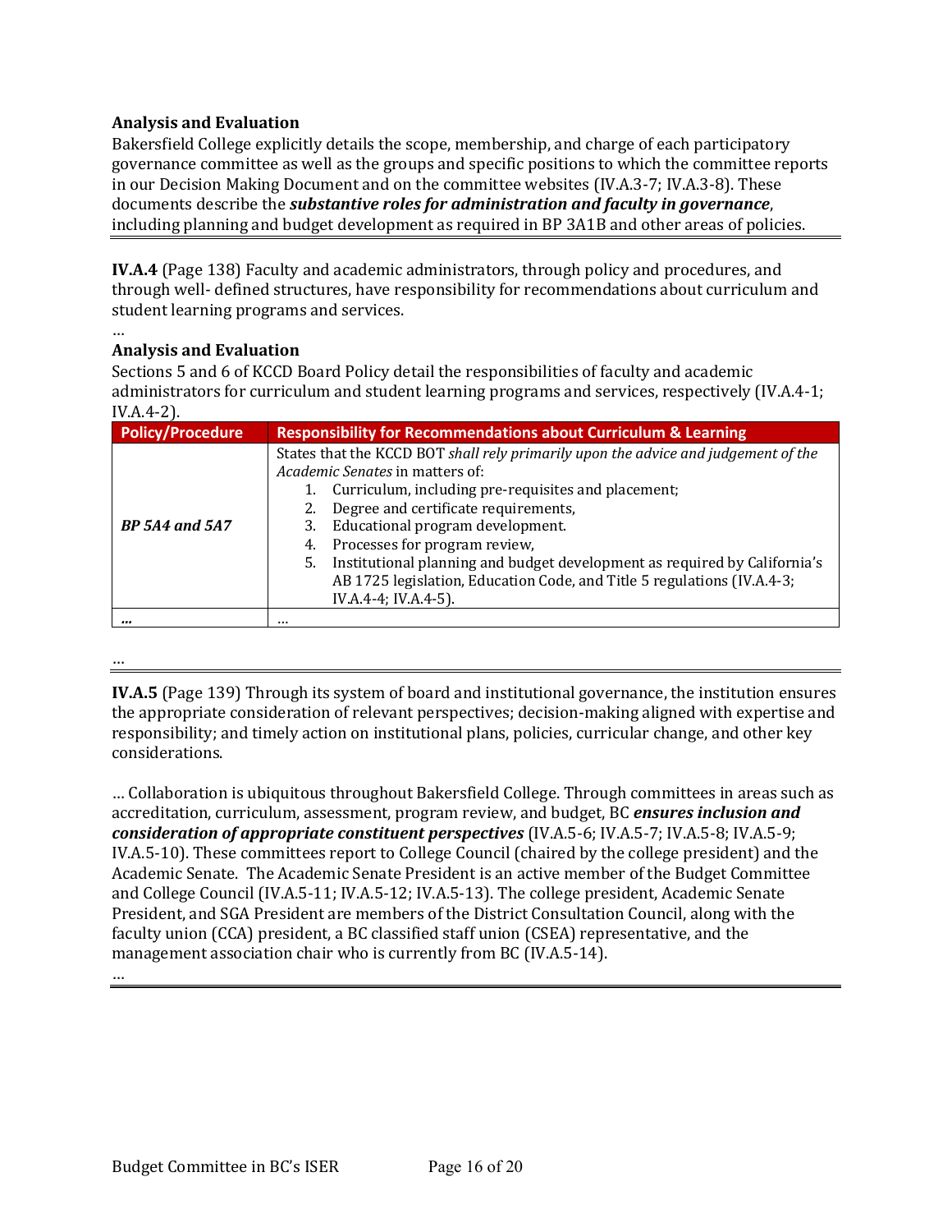**Analysis and Evaluation**

Bakersfield College explicitly details the scope, membership, and charge of each participatory governance committee as well as the groups and specific positions to which the committee reports in our Decision Making Document and on the committee websites (IV.A.3-7; IV.A.3-8). These documents describe the ***substantive roles for administration and faculty in governance***, including planning and budget development as required in BP 3A1B and other areas of policies.

---

**IV.A.4** (Page 138) Faculty and academic administrators, through policy and procedures, and through well- defined structures, have responsibility for recommendations about curriculum and student learning programs and services.

…

**Analysis and Evaluation**

Sections 5 and 6 of KCCD Board Policy detail the responsibilities of faculty and academic administrators for curriculum and student learning programs and services, respectively (IV.A.4-1; IV.A.4-2).

| Policy/Procedure | Responsibility for Recommendations about Curriculum & Learning |
|---|---|
| ***BP 5A4 and 5A7*** | States that the KCCD BOT *shall rely primarily upon the advice and judgement of the Academic Senates* in matters of:<br>1. Curriculum, including pre-requisites and placement;<br>2. Degree and certificate requirements,<br>3. Educational program development.<br>4. Processes for program review,<br>5. Institutional planning and budget development as required by California's AB 1725 legislation, Education Code, and Title 5 regulations (IV.A.4-3; IV.A.4-4; IV.A.4-5). |
| ***…*** | … |

…

---

**IV.A.5** (Page 139) Through its system of board and institutional governance, the institution ensures the appropriate consideration of relevant perspectives; decision-making aligned with expertise and responsibility; and timely action on institutional plans, policies, curricular change, and other key considerations.

… Collaboration is ubiquitous throughout Bakersfield College. Through committees in areas such as accreditation, curriculum, assessment, program review, and budget, BC ***ensures inclusion and consideration of appropriate constituent perspectives*** (IV.A.5-6; IV.A.5-7; IV.A.5-8; IV.A.5-9; IV.A.5-10). These committees report to College Council (chaired by the college president) and the Academic Senate. The Academic Senate President is an active member of the Budget Committee and College Council (IV.A.5-11; IV.A.5-12; IV.A.5-13). The college president, Academic Senate President, and SGA President are members of the District Consultation Council, along with the faculty union (CCA) president, a BC classified staff union (CSEA) representative, and the management association chair who is currently from BC (IV.A.5-14).

…

---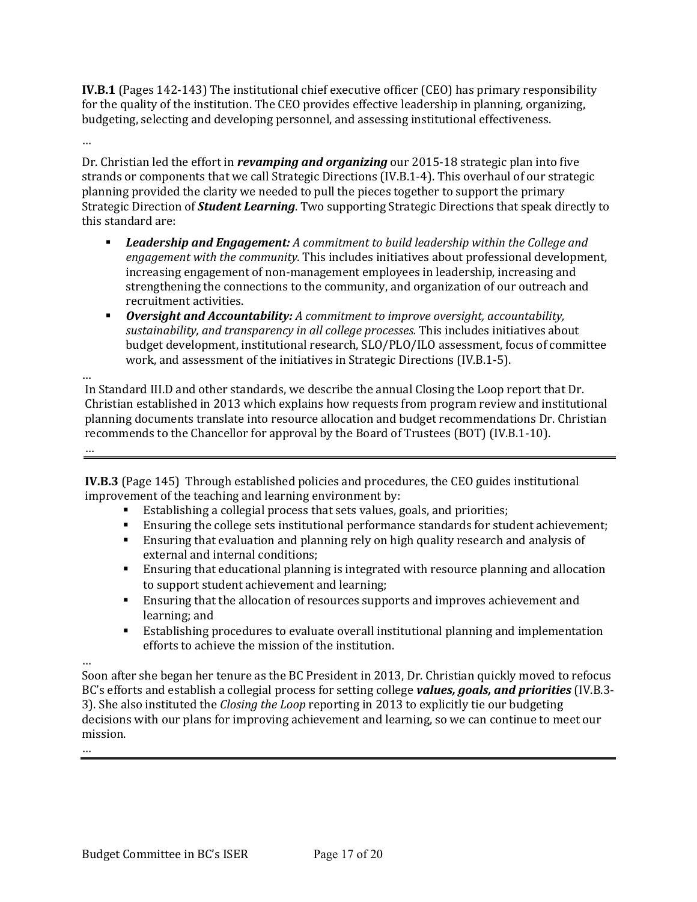**IV.B.1** (Pages 142-143) The institutional chief executive officer (CEO) has primary responsibility for the quality of the institution. The CEO provides effective leadership in planning, organizing, budgeting, selecting and developing personnel, and assessing institutional effectiveness.

…

Dr. Christian led the effort in ***revamping and organizing*** our 2015-18 strategic plan into five strands or components that we call Strategic Directions (IV.B.1-4). This overhaul of our strategic planning provided the clarity we needed to pull the pieces together to support the primary Strategic Direction of ***Student Learning***. Two supporting Strategic Directions that speak directly to this standard are:

- ***Leadership and Engagement:*** *A commitment to build leadership within the College and engagement with the community.* This includes initiatives about professional development, increasing engagement of non-management employees in leadership, increasing and strengthening the connections to the community, and organization of our outreach and recruitment activities.
- ***Oversight and Accountability:*** *A commitment to improve oversight, accountability, sustainability, and transparency in all college processes.* This includes initiatives about budget development, institutional research, SLO/PLO/ILO assessment, focus of committee work, and assessment of the initiatives in Strategic Directions (IV.B.1-5).

…

In Standard III.D and other standards, we describe the annual Closing the Loop report that Dr. Christian established in 2013 which explains how requests from program review and institutional planning documents translate into resource allocation and budget recommendations Dr. Christian recommends to the Chancellor for approval by the Board of Trustees (BOT) (IV.B.1-10).

…

---

**IV.B.3** (Page 145) Through established policies and procedures, the CEO guides institutional improvement of the teaching and learning environment by:

- Establishing a collegial process that sets values, goals, and priorities;
- Ensuring the college sets institutional performance standards for student achievement;
- Ensuring that evaluation and planning rely on high quality research and analysis of external and internal conditions;
- Ensuring that educational planning is integrated with resource planning and allocation to support student achievement and learning;
- Ensuring that the allocation of resources supports and improves achievement and learning; and
- Establishing procedures to evaluate overall institutional planning and implementation efforts to achieve the mission of the institution.

…

Soon after she began her tenure as the BC President in 2013, Dr. Christian quickly moved to refocus BC's efforts and establish a collegial process for setting college ***values, goals, and priorities*** (IV.B.3-3). She also instituted the *Closing the Loop* reporting in 2013 to explicitly tie our budgeting decisions with our plans for improving achievement and learning, so we can continue to meet our mission.

…

---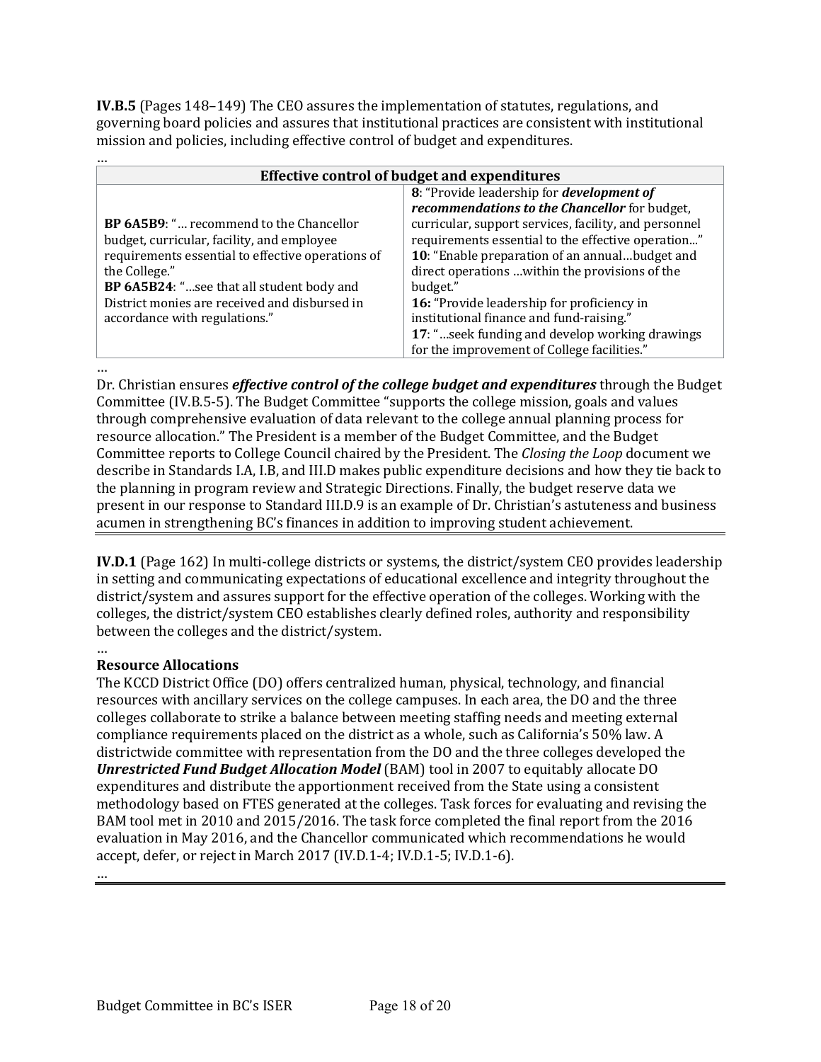**IV.B.5** (Pages 148–149) The CEO assures the implementation of statutes, regulations, and governing board policies and assures that institutional practices are consistent with institutional mission and policies, including effective control of budget and expenditures.

…

| **Effective control of budget and expenditures** | |
|---|---|
| **BP 6A5B9**: "… recommend to the Chancellor budget, curricular, facility, and employee requirements essential to effective operations of the College."<br>**BP 6A5B24**: "…see that all student body and District monies are received and disbursed in accordance with regulations." | **8**: "Provide leadership for ***development of recommendations to the Chancellor*** for budget, curricular, support services, facility, and personnel requirements essential to the effective operation..."<br>**10**: "Enable preparation of an annual…budget and direct operations …within the provisions of the budget."<br>**16:** "Provide leadership for proficiency in institutional finance and fund-raising."<br>**17**: "…seek funding and develop working drawings for the improvement of College facilities." |

…

Dr. Christian ensures ***effective control of the college budget and expenditures*** through the Budget Committee (IV.B.5-5). The Budget Committee "supports the college mission, goals and values through comprehensive evaluation of data relevant to the college annual planning process for resource allocation." The President is a member of the Budget Committee, and the Budget Committee reports to College Council chaired by the President. The *Closing the Loop* document we describe in Standards I.A, I.B, and III.D makes public expenditure decisions and how they tie back to the planning in program review and Strategic Directions. Finally, the budget reserve data we present in our response to Standard III.D.9 is an example of Dr. Christian's astuteness and business acumen in strengthening BC's finances in addition to improving student achievement.

---

**IV.D.1** (Page 162) In multi-college districts or systems, the district/system CEO provides leadership in setting and communicating expectations of educational excellence and integrity throughout the district/system and assures support for the effective operation of the colleges. Working with the colleges, the district/system CEO establishes clearly defined roles, authority and responsibility between the colleges and the district/system.

…

**Resource Allocations**

The KCCD District Office (DO) offers centralized human, physical, technology, and financial resources with ancillary services on the college campuses. In each area, the DO and the three colleges collaborate to strike a balance between meeting staffing needs and meeting external compliance requirements placed on the district as a whole, such as California's 50% law. A districtwide committee with representation from the DO and the three colleges developed the ***Unrestricted Fund Budget Allocation Model*** (BAM) tool in 2007 to equitably allocate DO expenditures and distribute the apportionment received from the State using a consistent methodology based on FTES generated at the colleges. Task forces for evaluating and revising the BAM tool met in 2010 and 2015/2016. The task force completed the final report from the 2016 evaluation in May 2016, and the Chancellor communicated which recommendations he would accept, defer, or reject in March 2017 (IV.D.1-4; IV.D.1-5; IV.D.1-6).

…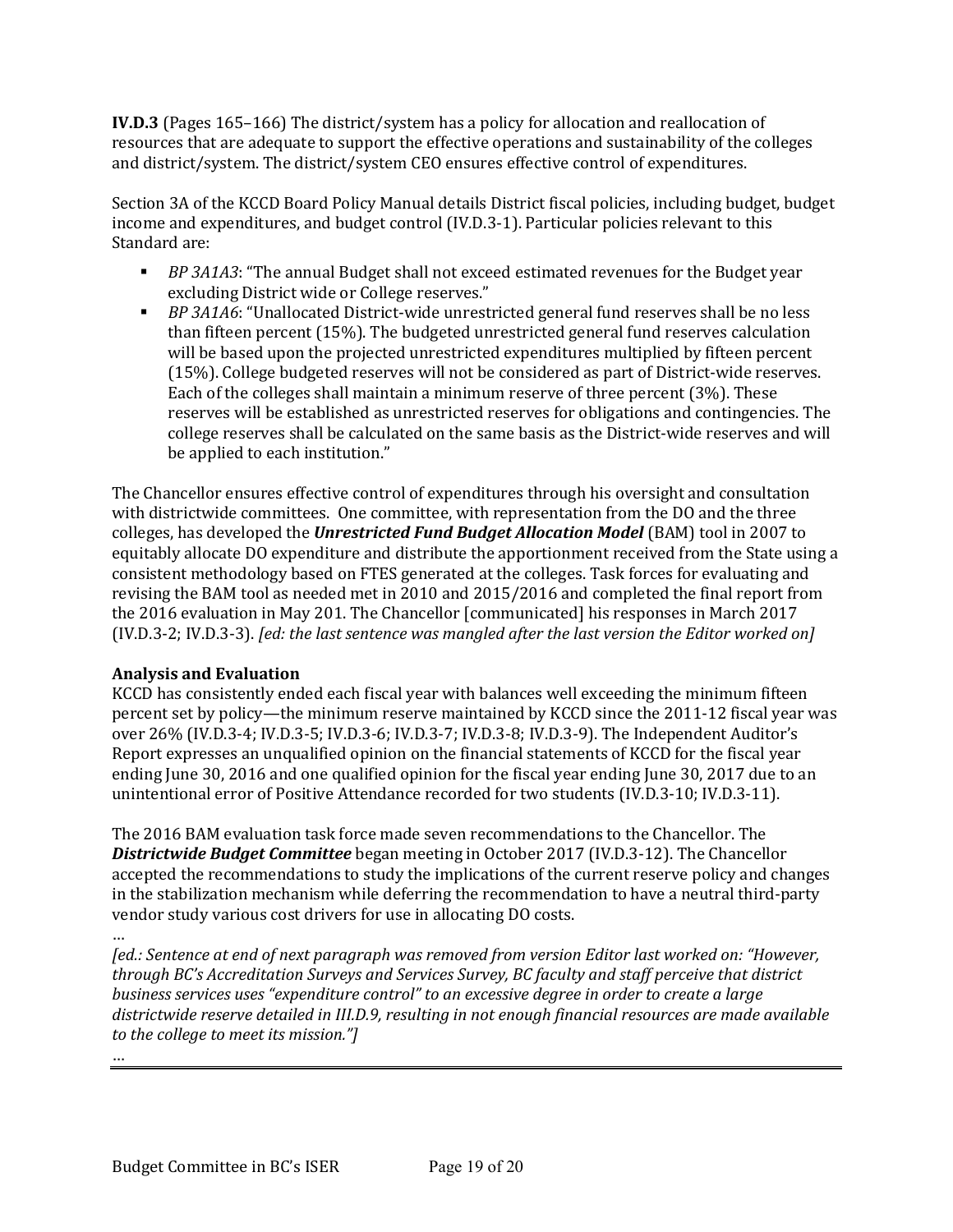**IV.D.3** (Pages 165–166) The district/system has a policy for allocation and reallocation of resources that are adequate to support the effective operations and sustainability of the colleges and district/system. The district/system CEO ensures effective control of expenditures.

Section 3A of the KCCD Board Policy Manual details District fiscal policies, including budget, budget income and expenditures, and budget control (IV.D.3-1). Particular policies relevant to this Standard are:

- *BP 3A1A3*: "The annual Budget shall not exceed estimated revenues for the Budget year excluding District wide or College reserves."
- *BP 3A1A6*: "Unallocated District-wide unrestricted general fund reserves shall be no less than fifteen percent (15%). The budgeted unrestricted general fund reserves calculation will be based upon the projected unrestricted expenditures multiplied by fifteen percent (15%). College budgeted reserves will not be considered as part of District-wide reserves. Each of the colleges shall maintain a minimum reserve of three percent (3%). These reserves will be established as unrestricted reserves for obligations and contingencies. The college reserves shall be calculated on the same basis as the District-wide reserves and will be applied to each institution."

The Chancellor ensures effective control of expenditures through his oversight and consultation with districtwide committees. One committee, with representation from the DO and the three colleges, has developed the ***Unrestricted Fund Budget Allocation Model*** (BAM) tool in 2007 to equitably allocate DO expenditure and distribute the apportionment received from the State using a consistent methodology based on FTES generated at the colleges. Task forces for evaluating and revising the BAM tool as needed met in 2010 and 2015/2016 and completed the final report from the 2016 evaluation in May 201. The Chancellor [communicated] his responses in March 2017 (IV.D.3-2; IV.D.3-3). *[ed: the last sentence was mangled after the last version the Editor worked on]*

**Analysis and Evaluation**

KCCD has consistently ended each fiscal year with balances well exceeding the minimum fifteen percent set by policy—the minimum reserve maintained by KCCD since the 2011-12 fiscal year was over 26% (IV.D.3-4; IV.D.3-5; IV.D.3-6; IV.D.3-7; IV.D.3-8; IV.D.3-9). The Independent Auditor's Report expresses an unqualified opinion on the financial statements of KCCD for the fiscal year ending June 30, 2016 and one qualified opinion for the fiscal year ending June 30, 2017 due to an unintentional error of Positive Attendance recorded for two students (IV.D.3-10; IV.D.3-11).

The 2016 BAM evaluation task force made seven recommendations to the Chancellor. The ***Districtwide Budget Committee*** began meeting in October 2017 (IV.D.3-12). The Chancellor accepted the recommendations to study the implications of the current reserve policy and changes in the stabilization mechanism while deferring the recommendation to have a neutral third-party vendor study various cost drivers for use in allocating DO costs.

…

*[ed.: Sentence at end of next paragraph was removed from version Editor last worked on: "However, through BC's Accreditation Surveys and Services Survey, BC faculty and staff perceive that district business services uses "expenditure control" to an excessive degree in order to create a large districtwide reserve detailed in III.D.9, resulting in not enough financial resources are made available to the college to meet its mission."]*

…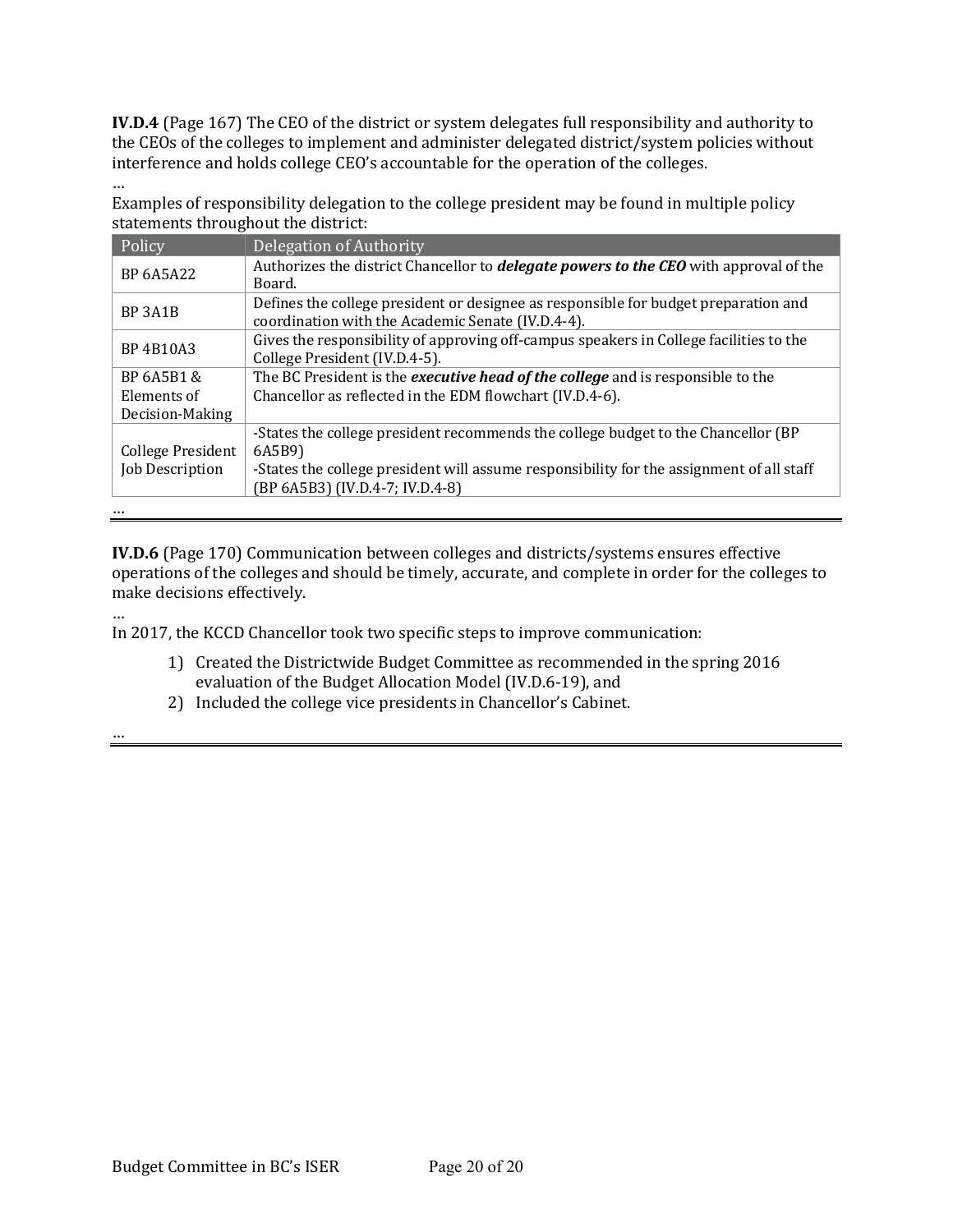**IV.D.4** (Page 167) The CEO of the district or system delegates full responsibility and authority to the CEOs of the colleges to implement and administer delegated district/system policies without interference and holds college CEO's accountable for the operation of the colleges.

…

Examples of responsibility delegation to the college president may be found in multiple policy statements throughout the district:

| Policy | Delegation of Authority |
|---|---|
| BP 6A5A22 | Authorizes the district Chancellor to ***delegate powers to the CEO*** with approval of the Board. |
| BP 3A1B | Defines the college president or designee as responsible for budget preparation and coordination with the Academic Senate (IV.D.4-4). |
| BP 4B10A3 | Gives the responsibility of approving off-campus speakers in College facilities to the College President (IV.D.4-5). |
| BP 6A5B1 & Elements of Decision-Making | The BC President is the ***executive head of the college*** and is responsible to the Chancellor as reflected in the EDM flowchart (IV.D.4-6). |
| College President Job Description | -States the college president recommends the college budget to the Chancellor (BP 6A5B9)<br>-States the college president will assume responsibility for the assignment of all staff (BP 6A5B3) (IV.D.4-7; IV.D.4-8) |

…

---

**IV.D.6** (Page 170) Communication between colleges and districts/systems ensures effective operations of the colleges and should be timely, accurate, and complete in order for the colleges to make decisions effectively.

…

In 2017, the KCCD Chancellor took two specific steps to improve communication:

1) Created the Districtwide Budget Committee as recommended in the spring 2016 evaluation of the Budget Allocation Model (IV.D.6-19), and
2) Included the college vice presidents in Chancellor's Cabinet.

…

---